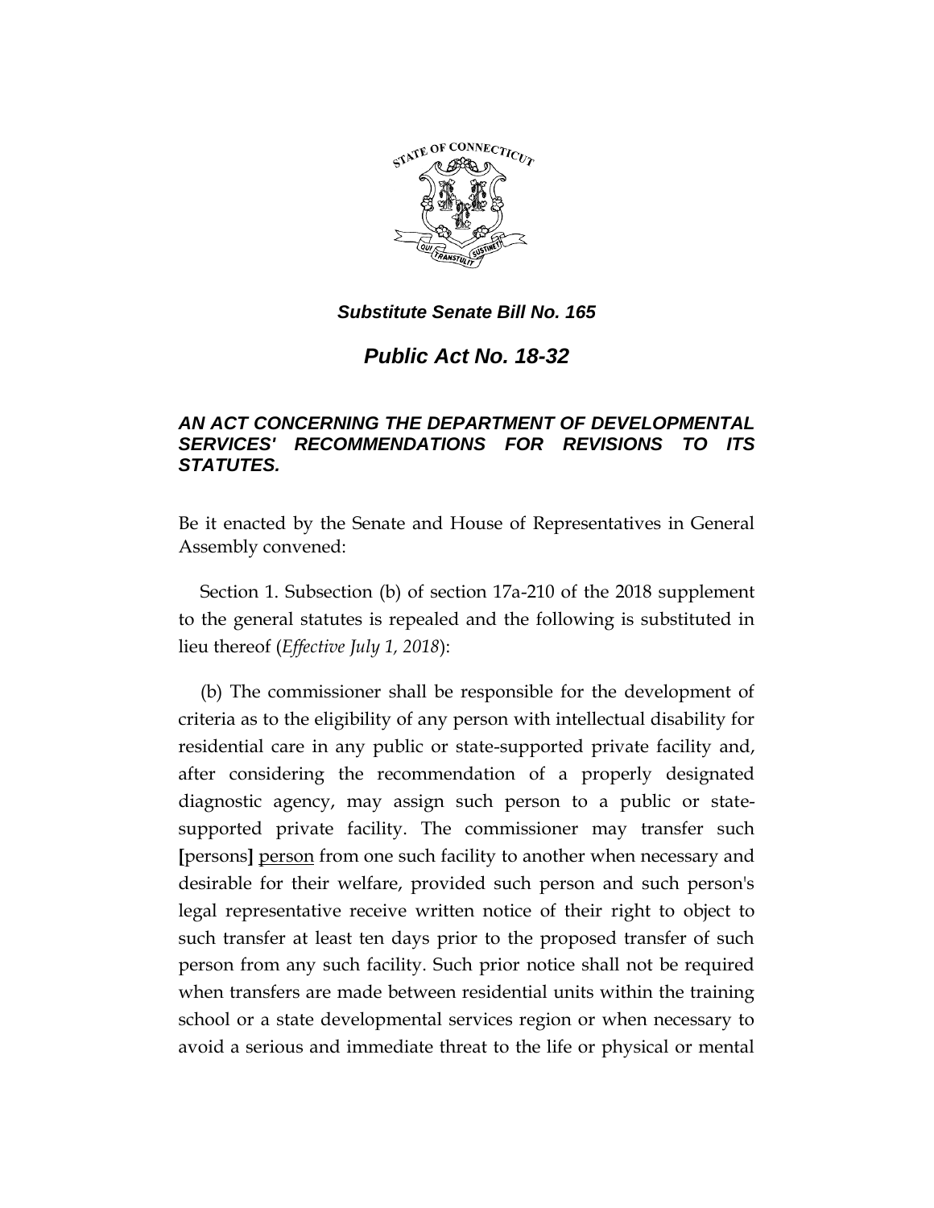***Substitute Senate Bill No. 165***

***Public Act No. 18-32***

***AN ACT CONCERNING THE DEPARTMENT OF DEVELOPMENTAL SERVICES' RECOMMENDATIONS FOR REVISIONS TO ITS STATUTES.***

Be it enacted by the Senate and House of Representatives in General Assembly convened:

Section 1. Subsection (b) of section 17a-210 of the 2018 supplement to the general statutes is repealed and the following is substituted in lieu thereof (*Effective July 1, 2018*):

(b) The commissioner shall be responsible for the development of criteria as to the eligibility of any person with intellectual disability for residential care in any public or state-supported private facility and, after considering the recommendation of a properly designated diagnostic agency, may assign such person to a public or state-supported private facility. The commissioner may transfer such **[**persons**]** <u>person</u> from one such facility to another when necessary and desirable for their welfare, provided such person and such person's legal representative receive written notice of their right to object to such transfer at least ten days prior to the proposed transfer of such person from any such facility. Such prior notice shall not be required when transfers are made between residential units within the training school or a state developmental services region or when necessary to avoid a serious and immediate threat to the life or physical or mental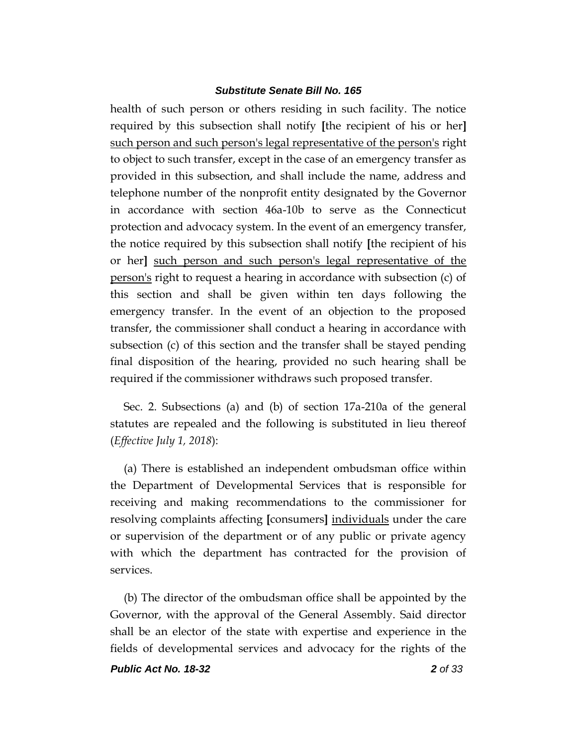health of such person or others residing in such facility. The notice required by this subsection shall notify **[**the recipient of his or her**]** <u>such person and such person's legal representative of the person's</u> right to object to such transfer, except in the case of an emergency transfer as provided in this subsection, and shall include the name, address and telephone number of the nonprofit entity designated by the Governor in accordance with section 46a-10b to serve as the Connecticut protection and advocacy system. In the event of an emergency transfer, the notice required by this subsection shall notify **[**the recipient of his or her**]** <u>such person and such person's legal representative of the person's</u> right to request a hearing in accordance with subsection (c) of this section and shall be given within ten days following the emergency transfer. In the event of an objection to the proposed transfer, the commissioner shall conduct a hearing in accordance with subsection (c) of this section and the transfer shall be stayed pending final disposition of the hearing, provided no such hearing shall be required if the commissioner withdraws such proposed transfer.

Sec. 2. Subsections (a) and (b) of section 17a-210a of the general statutes are repealed and the following is substituted in lieu thereof (*Effective July 1, 2018*):

(a) There is established an independent ombudsman office within the Department of Developmental Services that is responsible for receiving and making recommendations to the commissioner for resolving complaints affecting **[**consumers**]** <u>individuals</u> under the care or supervision of the department or of any public or private agency with which the department has contracted for the provision of services.

(b) The director of the ombudsman office shall be appointed by the Governor, with the approval of the General Assembly. Said director shall be an elector of the state with expertise and experience in the fields of developmental services and advocacy for the rights of the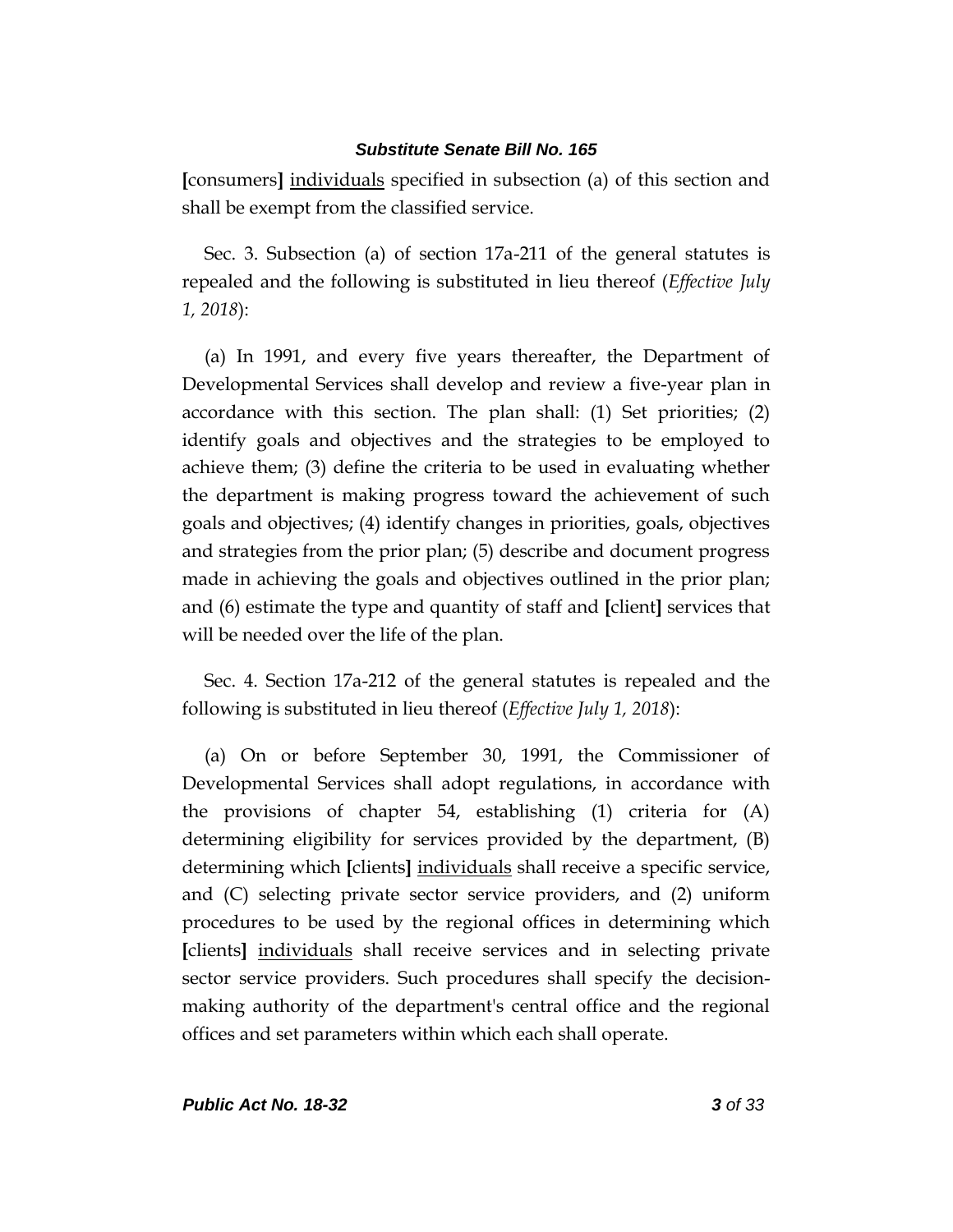[consumers] <u>individuals</u> specified in subsection (a) of this section and shall be exempt from the classified service.

Sec. 3. Subsection (a) of section 17a-211 of the general statutes is repealed and the following is substituted in lieu thereof (*Effective July 1, 2018*):

(a) In 1991, and every five years thereafter, the Department of Developmental Services shall develop and review a five-year plan in accordance with this section. The plan shall: (1) Set priorities; (2) identify goals and objectives and the strategies to be employed to achieve them; (3) define the criteria to be used in evaluating whether the department is making progress toward the achievement of such goals and objectives; (4) identify changes in priorities, goals, objectives and strategies from the prior plan; (5) describe and document progress made in achieving the goals and objectives outlined in the prior plan; and (6) estimate the type and quantity of staff and [client] services that will be needed over the life of the plan.

Sec. 4. Section 17a-212 of the general statutes is repealed and the following is substituted in lieu thereof (*Effective July 1, 2018*):

(a) On or before September 30, 1991, the Commissioner of Developmental Services shall adopt regulations, in accordance with the provisions of chapter 54, establishing (1) criteria for (A) determining eligibility for services provided by the department, (B) determining which [clients] <u>individuals</u> shall receive a specific service, and (C) selecting private sector service providers, and (2) uniform procedures to be used by the regional offices in determining which [clients] <u>individuals</u> shall receive services and in selecting private sector service providers. Such procedures shall specify the decision-making authority of the department's central office and the regional offices and set parameters within which each shall operate.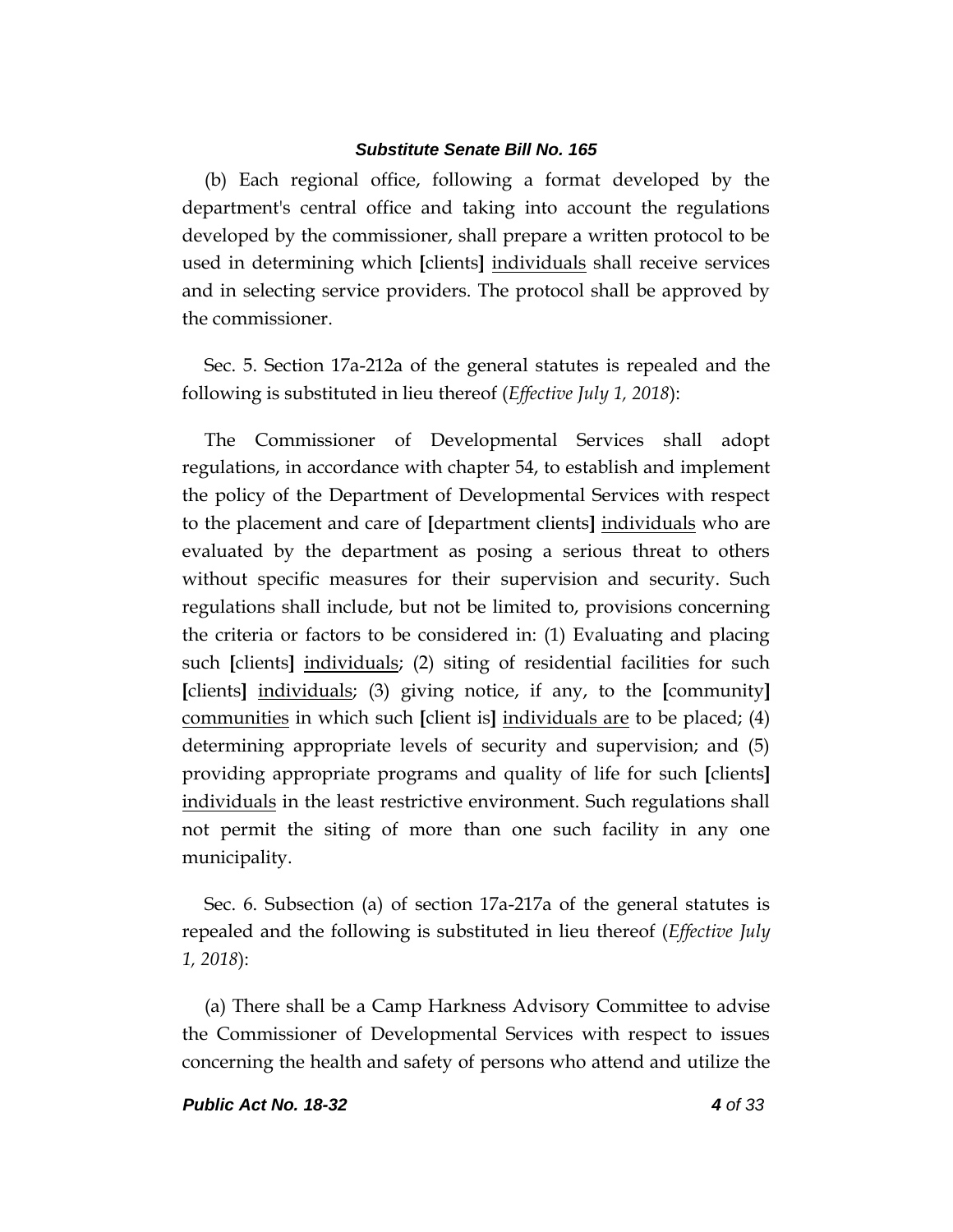(b) Each regional office, following a format developed by the department's central office and taking into account the regulations developed by the commissioner, shall prepare a written protocol to be used in determining which [clients] individuals shall receive services and in selecting service providers. The protocol shall be approved by the commissioner.

Sec. 5. Section 17a-212a of the general statutes is repealed and the following is substituted in lieu thereof (*Effective July 1, 2018*):

The Commissioner of Developmental Services shall adopt regulations, in accordance with chapter 54, to establish and implement the policy of the Department of Developmental Services with respect to the placement and care of [department clients] individuals who are evaluated by the department as posing a serious threat to others without specific measures for their supervision and security. Such regulations shall include, but not be limited to, provisions concerning the criteria or factors to be considered in: (1) Evaluating and placing such [clients] individuals; (2) siting of residential facilities for such [clients] individuals; (3) giving notice, if any, to the [community] communities in which such [client is] individuals are to be placed; (4) determining appropriate levels of security and supervision; and (5) providing appropriate programs and quality of life for such [clients] individuals in the least restrictive environment. Such regulations shall not permit the siting of more than one such facility in any one municipality.

Sec. 6. Subsection (a) of section 17a-217a of the general statutes is repealed and the following is substituted in lieu thereof (*Effective July 1, 2018*):

(a) There shall be a Camp Harkness Advisory Committee to advise the Commissioner of Developmental Services with respect to issues concerning the health and safety of persons who attend and utilize the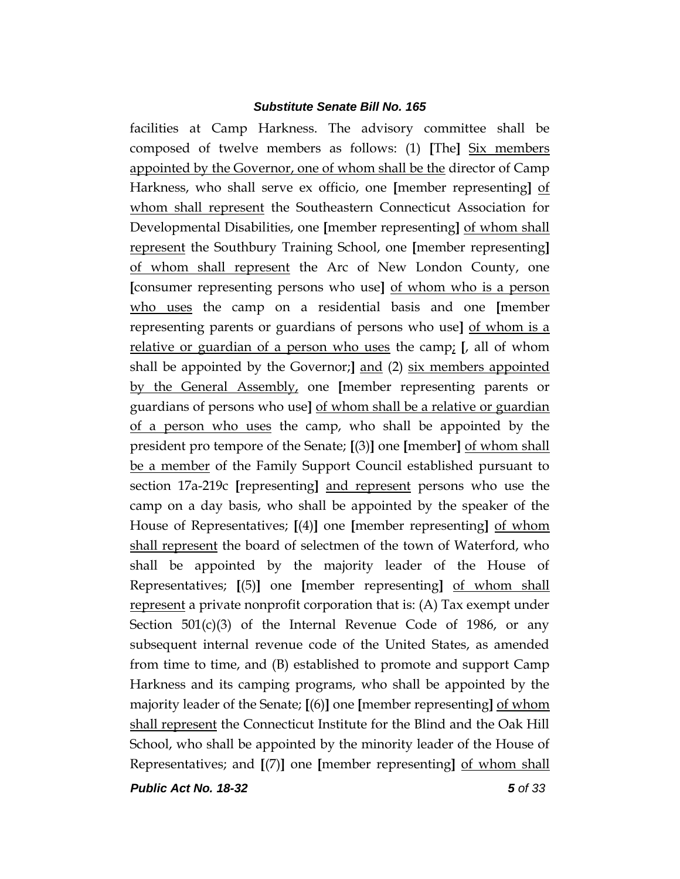facilities at Camp Harkness. The advisory committee shall be composed of twelve members as follows: (1) **[**The**]** Six members appointed by the Governor, one of whom shall be the director of Camp Harkness, who shall serve ex officio, one **[**member representing**]** of whom shall represent the Southeastern Connecticut Association for Developmental Disabilities, one **[**member representing**]** of whom shall represent the Southbury Training School, one **[**member representing**]** of whom shall represent the Arc of New London County, one **[**consumer representing persons who use**]** of whom who is a person who uses the camp on a residential basis and one **[**member representing parents or guardians of persons who use**]** of whom is a relative or guardian of a person who uses the camp; **[**, all of whom shall be appointed by the Governor;**]** and (2) six members appointed by the General Assembly, one **[**member representing parents or guardians of persons who use**]** of whom shall be a relative or guardian of a person who uses the camp, who shall be appointed by the president pro tempore of the Senate; **[**(3)**]** one **[**member**]** of whom shall be a member of the Family Support Council established pursuant to section 17a-219c **[**representing**]** and represent persons who use the camp on a day basis, who shall be appointed by the speaker of the House of Representatives; **[**(4)**]** one **[**member representing**]** of whom shall represent the board of selectmen of the town of Waterford, who shall be appointed by the majority leader of the House of Representatives; **[**(5)**]** one **[**member representing**]** of whom shall represent a private nonprofit corporation that is: (A) Tax exempt under Section 501(c)(3) of the Internal Revenue Code of 1986, or any subsequent internal revenue code of the United States, as amended from time to time, and (B) established to promote and support Camp Harkness and its camping programs, who shall be appointed by the majority leader of the Senate; **[**(6)**]** one **[**member representing**]** of whom shall represent the Connecticut Institute for the Blind and the Oak Hill School, who shall be appointed by the minority leader of the House of Representatives; and **[**(7)**]** one **[**member representing**]** of whom shall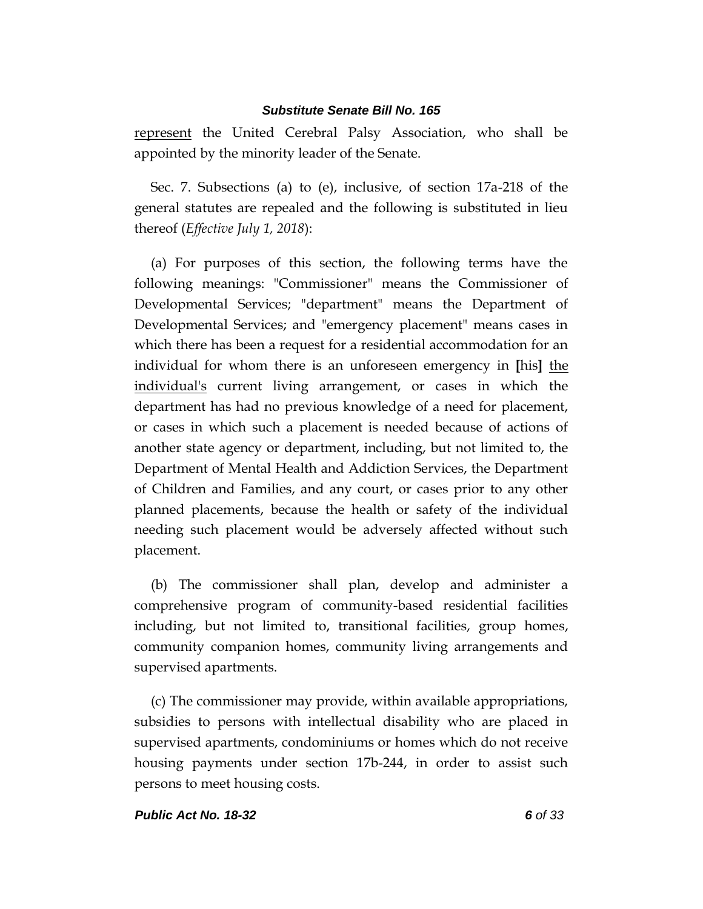represent the United Cerebral Palsy Association, who shall be appointed by the minority leader of the Senate.

Sec. 7. Subsections (a) to (e), inclusive, of section 17a-218 of the general statutes are repealed and the following is substituted in lieu thereof (*Effective July 1, 2018*):

(a) For purposes of this section, the following terms have the following meanings: "Commissioner" means the Commissioner of Developmental Services; "department" means the Department of Developmental Services; and "emergency placement" means cases in which there has been a request for a residential accommodation for an individual for whom there is an unforeseen emergency in **[**his**]** the individual's current living arrangement, or cases in which the department has had no previous knowledge of a need for placement, or cases in which such a placement is needed because of actions of another state agency or department, including, but not limited to, the Department of Mental Health and Addiction Services, the Department of Children and Families, and any court, or cases prior to any other planned placements, because the health or safety of the individual needing such placement would be adversely affected without such placement.

(b) The commissioner shall plan, develop and administer a comprehensive program of community-based residential facilities including, but not limited to, transitional facilities, group homes, community companion homes, community living arrangements and supervised apartments.

(c) The commissioner may provide, within available appropriations, subsidies to persons with intellectual disability who are placed in supervised apartments, condominiums or homes which do not receive housing payments under section 17b-244, in order to assist such persons to meet housing costs.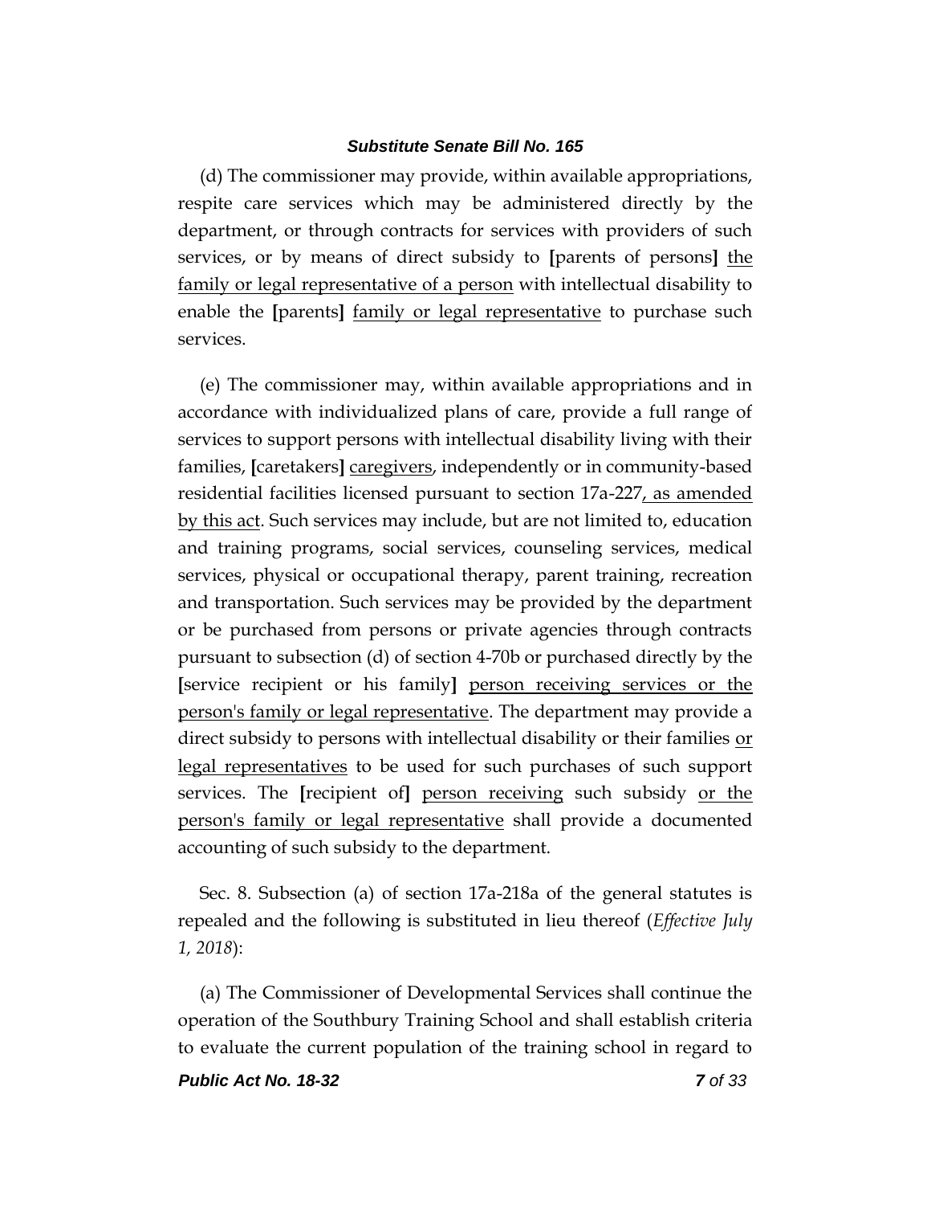(d) The commissioner may provide, within available appropriations, respite care services which may be administered directly by the department, or through contracts for services with providers of such services, or by means of direct subsidy to **[**parents of persons**]** <u>the family or legal representative of a person</u> with intellectual disability to enable the **[**parents**]** <u>family or legal representative</u> to purchase such services.

(e) The commissioner may, within available appropriations and in accordance with individualized plans of care, provide a full range of services to support persons with intellectual disability living with their families, **[**caretakers**]** <u>caregivers</u>, independently or in community-based residential facilities licensed pursuant to section 17a-227<u>, as amended by this act</u>. Such services may include, but are not limited to, education and training programs, social services, counseling services, medical services, physical or occupational therapy, parent training, recreation and transportation. Such services may be provided by the department or be purchased from persons or private agencies through contracts pursuant to subsection (d) of section 4-70b or purchased directly by the **[**service recipient or his family**]** <u>person receiving services or the person's family or legal representative</u>. The department may provide a direct subsidy to persons with intellectual disability or their families <u>or legal representatives</u> to be used for such purchases of such support services. The **[**recipient of**]** <u>person receiving</u> such subsidy <u>or the person's family or legal representative</u> shall provide a documented accounting of such subsidy to the department.

Sec. 8. Subsection (a) of section 17a-218a of the general statutes is repealed and the following is substituted in lieu thereof (*Effective July 1, 2018*):

(a) The Commissioner of Developmental Services shall continue the operation of the Southbury Training School and shall establish criteria to evaluate the current population of the training school in regard to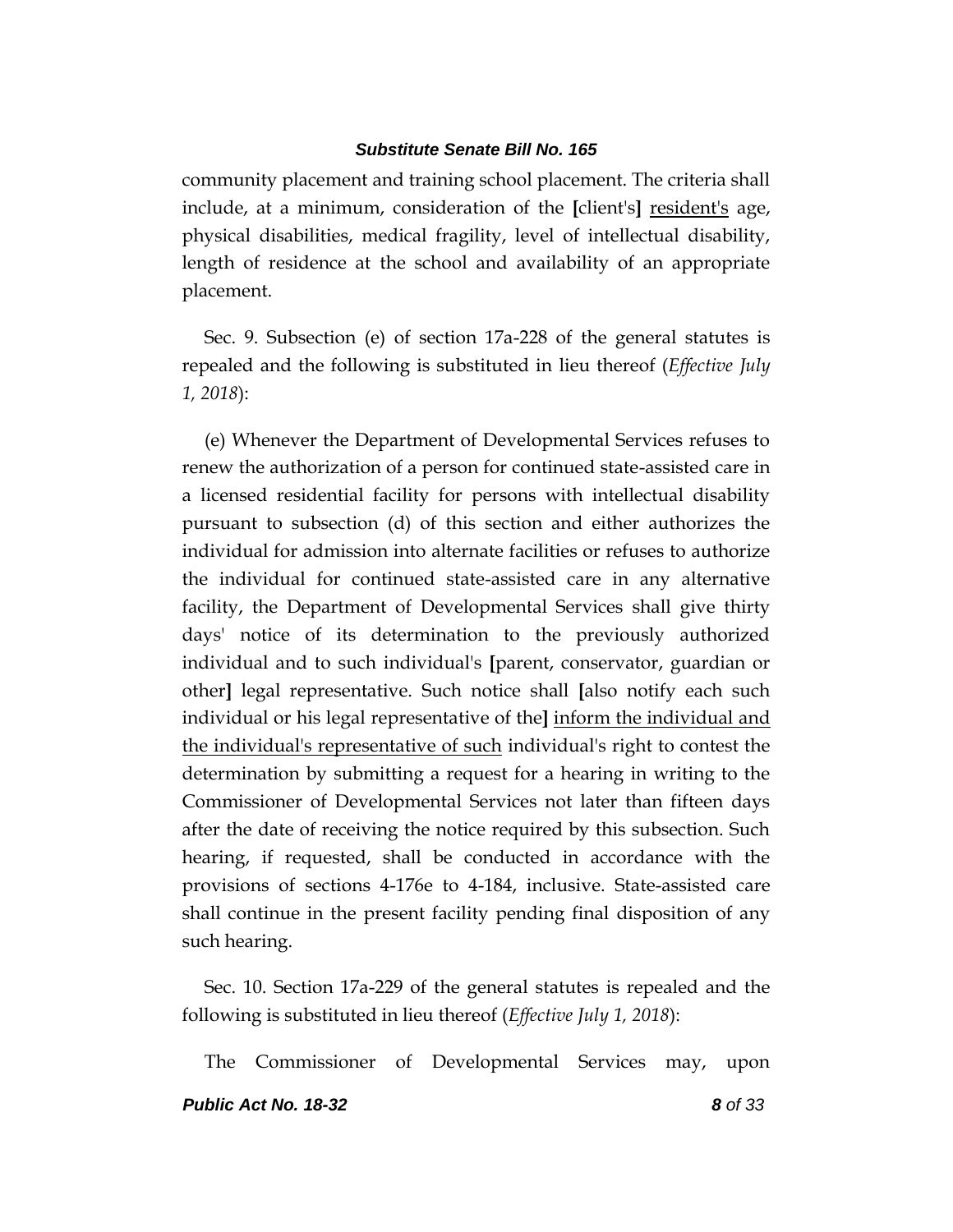community placement and training school placement. The criteria shall include, at a minimum, consideration of the [client's] <u>resident's</u> age, physical disabilities, medical fragility, level of intellectual disability, length of residence at the school and availability of an appropriate placement.

Sec. 9. Subsection (e) of section 17a-228 of the general statutes is repealed and the following is substituted in lieu thereof (*Effective July 1, 2018*):

(e) Whenever the Department of Developmental Services refuses to renew the authorization of a person for continued state-assisted care in a licensed residential facility for persons with intellectual disability pursuant to subsection (d) of this section and either authorizes the individual for admission into alternate facilities or refuses to authorize the individual for continued state-assisted care in any alternative facility, the Department of Developmental Services shall give thirty days' notice of its determination to the previously authorized individual and to such individual's [parent, conservator, guardian or other] legal representative. Such notice shall [also notify each such individual or his legal representative of the] <u>inform the individual and the individual's representative of such</u> individual's right to contest the determination by submitting a request for a hearing in writing to the Commissioner of Developmental Services not later than fifteen days after the date of receiving the notice required by this subsection. Such hearing, if requested, shall be conducted in accordance with the provisions of sections 4-176e to 4-184, inclusive. State-assisted care shall continue in the present facility pending final disposition of any such hearing.

Sec. 10. Section 17a-229 of the general statutes is repealed and the following is substituted in lieu thereof (*Effective July 1, 2018*):

The Commissioner of Developmental Services may, upon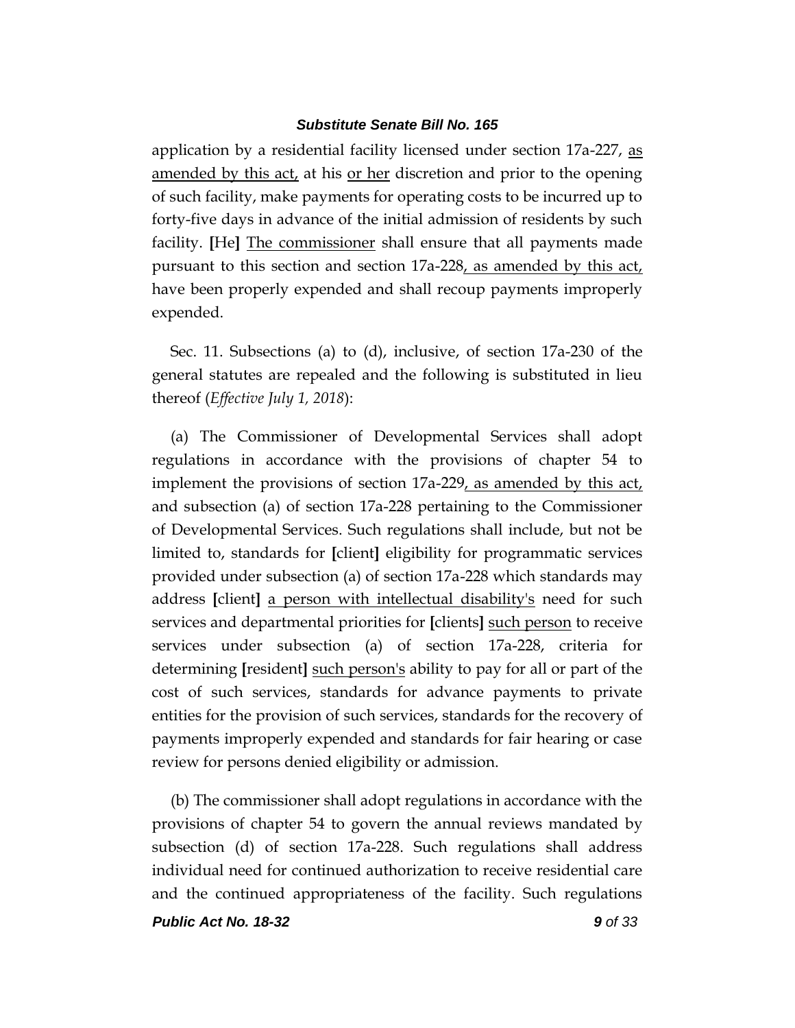application by a residential facility licensed under section 17a-227, as amended by this act, at his or her discretion and prior to the opening of such facility, make payments for operating costs to be incurred up to forty-five days in advance of the initial admission of residents by such facility. [He] The commissioner shall ensure that all payments made pursuant to this section and section 17a-228, as amended by this act, have been properly expended and shall recoup payments improperly expended.

Sec. 11. Subsections (a) to (d), inclusive, of section 17a-230 of the general statutes are repealed and the following is substituted in lieu thereof (*Effective July 1, 2018*):

(a) The Commissioner of Developmental Services shall adopt regulations in accordance with the provisions of chapter 54 to implement the provisions of section 17a-229, as amended by this act, and subsection (a) of section 17a-228 pertaining to the Commissioner of Developmental Services. Such regulations shall include, but not be limited to, standards for [client] eligibility for programmatic services provided under subsection (a) of section 17a-228 which standards may address [client] a person with intellectual disability's need for such services and departmental priorities for [clients] such person to receive services under subsection (a) of section 17a-228, criteria for determining [resident] such person's ability to pay for all or part of the cost of such services, standards for advance payments to private entities for the provision of such services, standards for the recovery of payments improperly expended and standards for fair hearing or case review for persons denied eligibility or admission.

(b) The commissioner shall adopt regulations in accordance with the provisions of chapter 54 to govern the annual reviews mandated by subsection (d) of section 17a-228. Such regulations shall address individual need for continued authorization to receive residential care and the continued appropriateness of the facility. Such regulations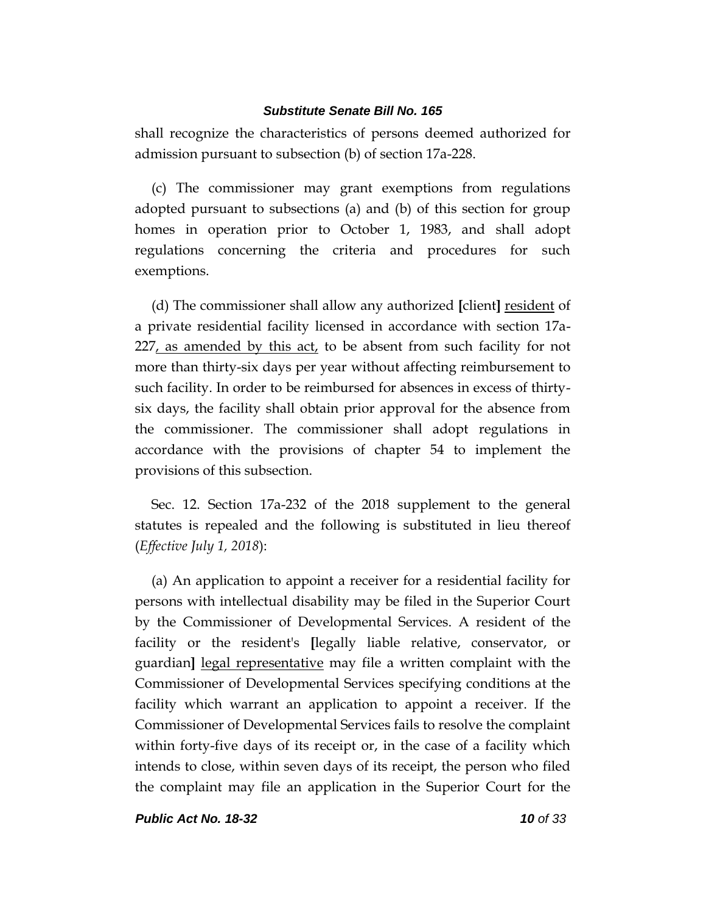shall recognize the characteristics of persons deemed authorized for admission pursuant to subsection (b) of section 17a-228.

(c) The commissioner may grant exemptions from regulations adopted pursuant to subsections (a) and (b) of this section for group homes in operation prior to October 1, 1983, and shall adopt regulations concerning the criteria and procedures for such exemptions.

(d) The commissioner shall allow any authorized **[**client**]** <u>resident</u> of a private residential facility licensed in accordance with section 17a-227<u>, as amended by this act,</u> to be absent from such facility for not more than thirty-six days per year without affecting reimbursement to such facility. In order to be reimbursed for absences in excess of thirty-six days, the facility shall obtain prior approval for the absence from the commissioner. The commissioner shall adopt regulations in accordance with the provisions of chapter 54 to implement the provisions of this subsection.

Sec. 12. Section 17a-232 of the 2018 supplement to the general statutes is repealed and the following is substituted in lieu thereof (*Effective July 1, 2018*):

(a) An application to appoint a receiver for a residential facility for persons with intellectual disability may be filed in the Superior Court by the Commissioner of Developmental Services. A resident of the facility or the resident's **[**legally liable relative, conservator, or guardian**]** <u>legal representative</u> may file a written complaint with the Commissioner of Developmental Services specifying conditions at the facility which warrant an application to appoint a receiver. If the Commissioner of Developmental Services fails to resolve the complaint within forty-five days of its receipt or, in the case of a facility which intends to close, within seven days of its receipt, the person who filed the complaint may file an application in the Superior Court for the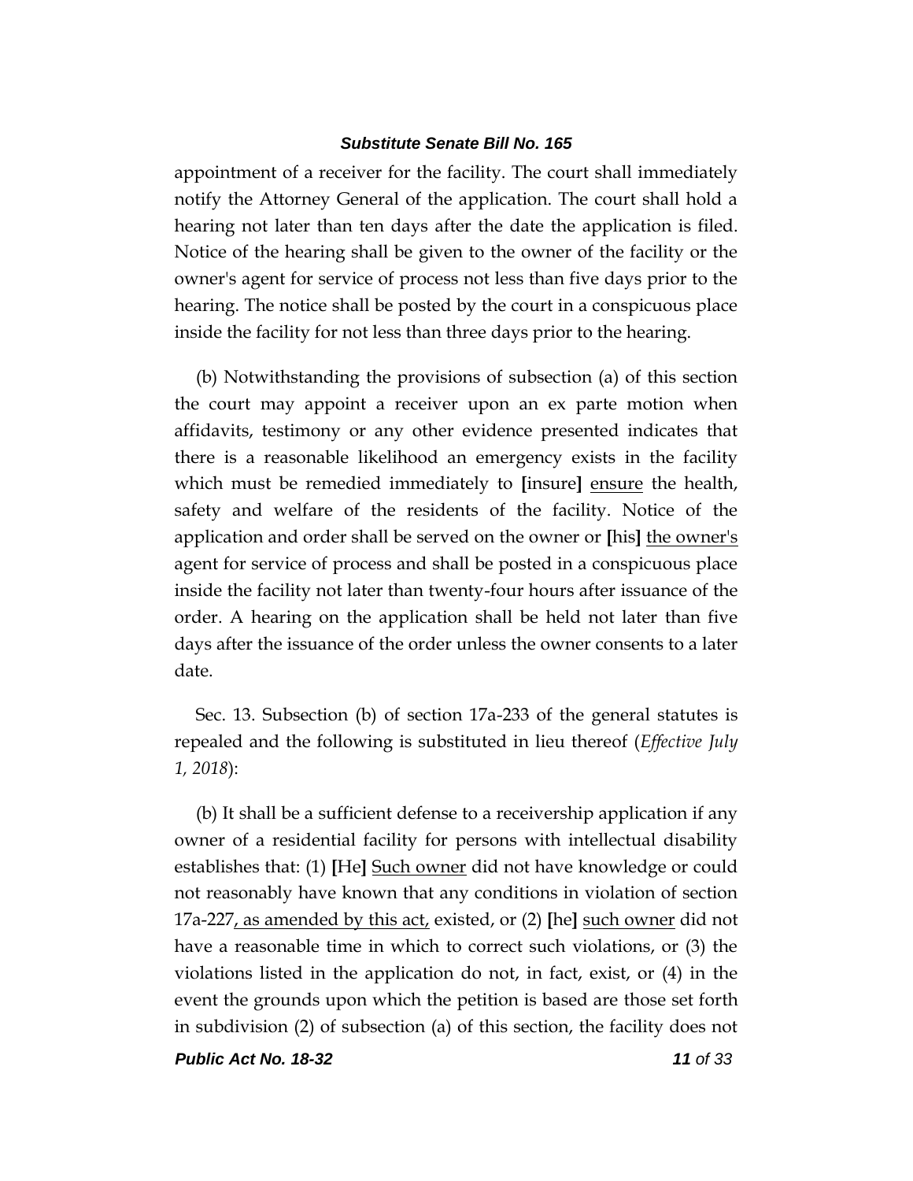appointment of a receiver for the facility. The court shall immediately notify the Attorney General of the application. The court shall hold a hearing not later than ten days after the date the application is filed. Notice of the hearing shall be given to the owner of the facility or the owner's agent for service of process not less than five days prior to the hearing. The notice shall be posted by the court in a conspicuous place inside the facility for not less than three days prior to the hearing.

(b) Notwithstanding the provisions of subsection (a) of this section the court may appoint a receiver upon an ex parte motion when affidavits, testimony or any other evidence presented indicates that there is a reasonable likelihood an emergency exists in the facility which must be remedied immediately to **[**insure**]** <u>ensure</u> the health, safety and welfare of the residents of the facility. Notice of the application and order shall be served on the owner or **[**his**]** <u>the owner's</u> agent for service of process and shall be posted in a conspicuous place inside the facility not later than twenty-four hours after issuance of the order. A hearing on the application shall be held not later than five days after the issuance of the order unless the owner consents to a later date.

Sec. 13. Subsection (b) of section 17a-233 of the general statutes is repealed and the following is substituted in lieu thereof (*Effective July 1, 2018*):

(b) It shall be a sufficient defense to a receivership application if any owner of a residential facility for persons with intellectual disability establishes that: (1) **[**He**]** <u>Such owner</u> did not have knowledge or could not reasonably have known that any conditions in violation of section 17a-227<u>, as amended by this act,</u> existed, or (2) **[**he**]** <u>such owner</u> did not have a reasonable time in which to correct such violations, or (3) the violations listed in the application do not, in fact, exist, or (4) in the event the grounds upon which the petition is based are those set forth in subdivision (2) of subsection (a) of this section, the facility does not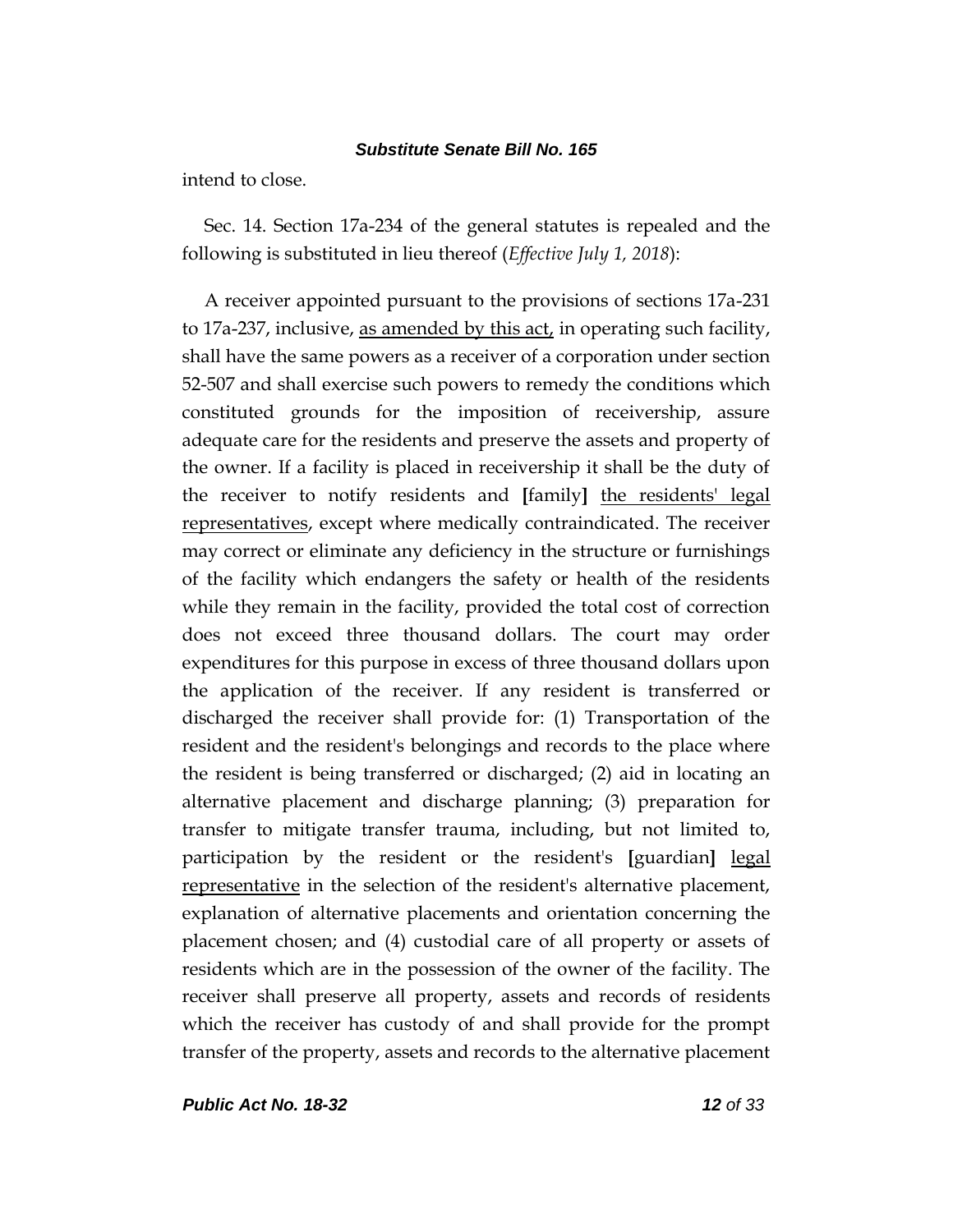intend to close.

Sec. 14. Section 17a-234 of the general statutes is repealed and the following is substituted in lieu thereof (*Effective July 1, 2018*):

A receiver appointed pursuant to the provisions of sections 17a-231 to 17a-237, inclusive, <u>as amended by this act,</u> in operating such facility, shall have the same powers as a receiver of a corporation under section 52-507 and shall exercise such powers to remedy the conditions which constituted grounds for the imposition of receivership, assure adequate care for the residents and preserve the assets and property of the owner. If a facility is placed in receivership it shall be the duty of the receiver to notify residents and **[**family**]** <u>the residents' legal representatives</u>, except where medically contraindicated. The receiver may correct or eliminate any deficiency in the structure or furnishings of the facility which endangers the safety or health of the residents while they remain in the facility, provided the total cost of correction does not exceed three thousand dollars. The court may order expenditures for this purpose in excess of three thousand dollars upon the application of the receiver. If any resident is transferred or discharged the receiver shall provide for: (1) Transportation of the resident and the resident's belongings and records to the place where the resident is being transferred or discharged; (2) aid in locating an alternative placement and discharge planning; (3) preparation for transfer to mitigate transfer trauma, including, but not limited to, participation by the resident or the resident's **[**guardian**]** <u>legal representative</u> in the selection of the resident's alternative placement, explanation of alternative placements and orientation concerning the placement chosen; and (4) custodial care of all property or assets of residents which are in the possession of the owner of the facility. The receiver shall preserve all property, assets and records of residents which the receiver has custody of and shall provide for the prompt transfer of the property, assets and records to the alternative placement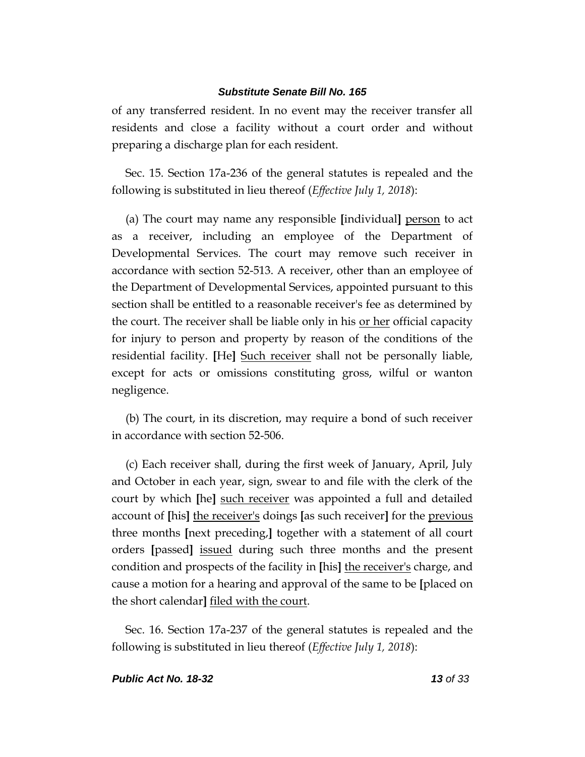of any transferred resident. In no event may the receiver transfer all residents and close a facility without a court order and without preparing a discharge plan for each resident.

Sec. 15. Section 17a-236 of the general statutes is repealed and the following is substituted in lieu thereof (*Effective July 1, 2018*):

(a) The court may name any responsible **[**individual**]** <u>person</u> to act as a receiver, including an employee of the Department of Developmental Services. The court may remove such receiver in accordance with section 52-513. A receiver, other than an employee of the Department of Developmental Services, appointed pursuant to this section shall be entitled to a reasonable receiver's fee as determined by the court. The receiver shall be liable only in his <u>or her</u> official capacity for injury to person and property by reason of the conditions of the residential facility. **[**He**]** <u>Such receiver</u> shall not be personally liable, except for acts or omissions constituting gross, wilful or wanton negligence.

(b) The court, in its discretion, may require a bond of such receiver in accordance with section 52-506.

(c) Each receiver shall, during the first week of January, April, July and October in each year, sign, swear to and file with the clerk of the court by which **[**he**]** <u>such receiver</u> was appointed a full and detailed account of **[**his**]** <u>the receiver's</u> doings **[**as such receiver**]** for the <u>previous</u> three months **[**next preceding,**]** together with a statement of all court orders **[**passed**]** <u>issued</u> during such three months and the present condition and prospects of the facility in **[**his**]** <u>the receiver's</u> charge, and cause a motion for a hearing and approval of the same to be **[**placed on the short calendar**]** <u>filed with the court</u>.

Sec. 16. Section 17a-237 of the general statutes is repealed and the following is substituted in lieu thereof (*Effective July 1, 2018*):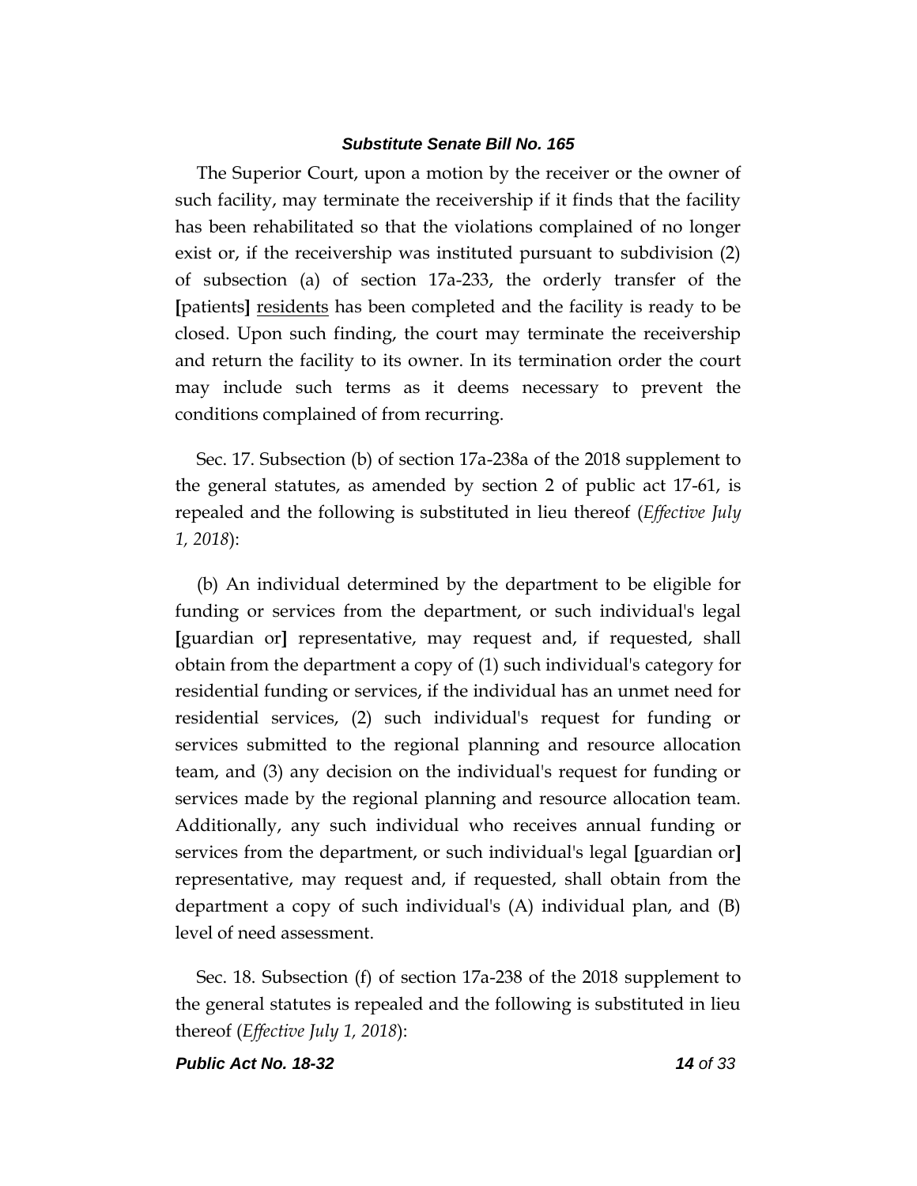The Superior Court, upon a motion by the receiver or the owner of such facility, may terminate the receivership if it finds that the facility has been rehabilitated so that the violations complained of no longer exist or, if the receivership was instituted pursuant to subdivision (2) of subsection (a) of section 17a-233, the orderly transfer of the [patients] <u>residents</u> has been completed and the facility is ready to be closed. Upon such finding, the court may terminate the receivership and return the facility to its owner. In its termination order the court may include such terms as it deems necessary to prevent the conditions complained of from recurring.

Sec. 17. Subsection (b) of section 17a-238a of the 2018 supplement to the general statutes, as amended by section 2 of public act 17-61, is repealed and the following is substituted in lieu thereof (*Effective July 1, 2018*):

(b) An individual determined by the department to be eligible for funding or services from the department, or such individual's legal [guardian or] representative, may request and, if requested, shall obtain from the department a copy of (1) such individual's category for residential funding or services, if the individual has an unmet need for residential services, (2) such individual's request for funding or services submitted to the regional planning and resource allocation team, and (3) any decision on the individual's request for funding or services made by the regional planning and resource allocation team. Additionally, any such individual who receives annual funding or services from the department, or such individual's legal [guardian or] representative, may request and, if requested, shall obtain from the department a copy of such individual's (A) individual plan, and (B) level of need assessment.

Sec. 18. Subsection (f) of section 17a-238 of the 2018 supplement to the general statutes is repealed and the following is substituted in lieu thereof (*Effective July 1, 2018*):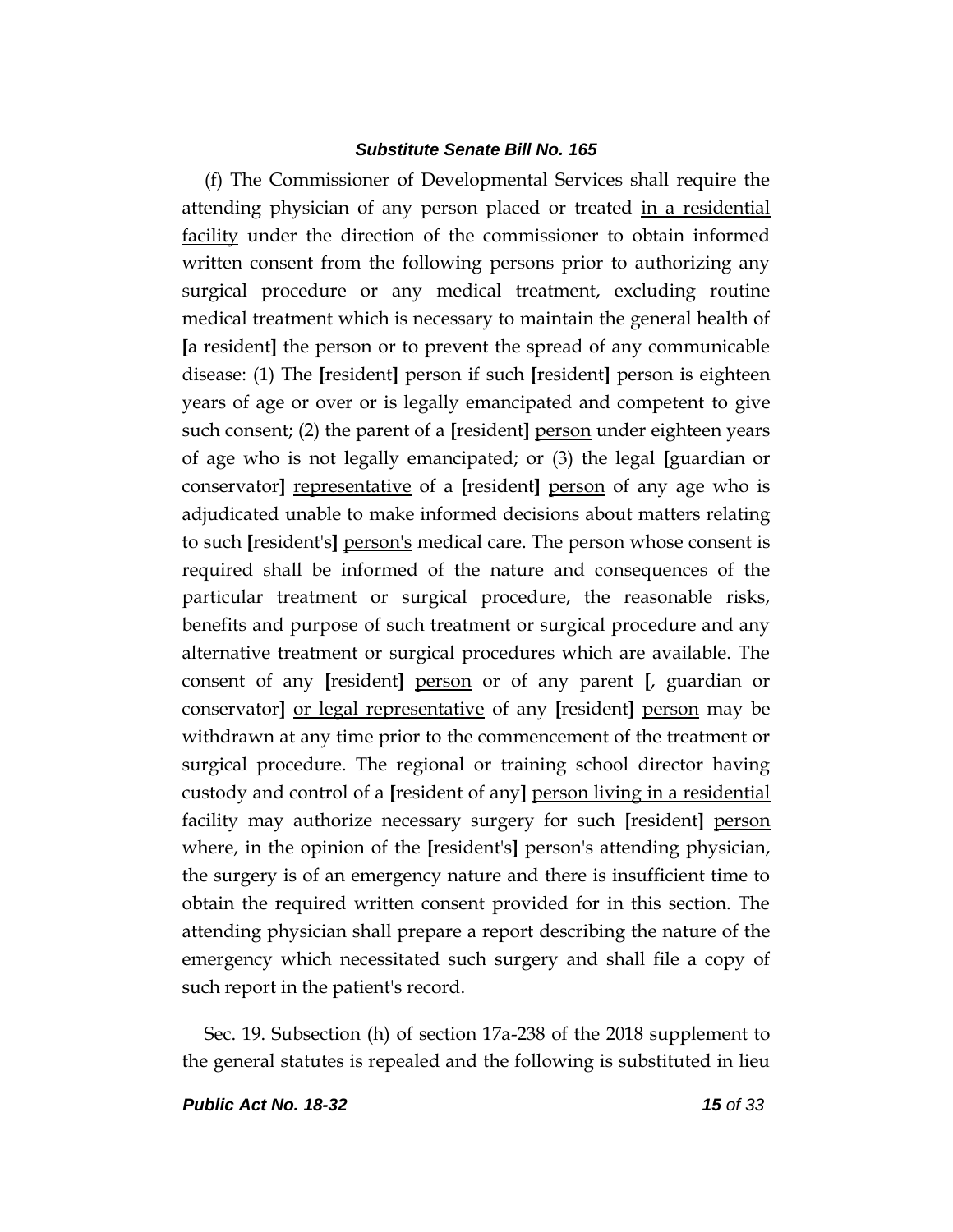(f) The Commissioner of Developmental Services shall require the attending physician of any person placed or treated <u>in a residential facility</u> under the direction of the commissioner to obtain informed written consent from the following persons prior to authorizing any surgical procedure or any medical treatment, excluding routine medical treatment which is necessary to maintain the general health of **[**a resident**]** <u>the person</u> or to prevent the spread of any communicable disease: (1) The **[**resident**]** <u>person</u> if such **[**resident**]** <u>person</u> is eighteen years of age or over or is legally emancipated and competent to give such consent; (2) the parent of a **[**resident**]** <u>person</u> under eighteen years of age who is not legally emancipated; or (3) the legal **[**guardian or conservator**]** <u>representative</u> of a **[**resident**]** <u>person</u> of any age who is adjudicated unable to make informed decisions about matters relating to such **[**resident's**]** <u>person's</u> medical care. The person whose consent is required shall be informed of the nature and consequences of the particular treatment or surgical procedure, the reasonable risks, benefits and purpose of such treatment or surgical procedure and any alternative treatment or surgical procedures which are available. The consent of any **[**resident**]** <u>person</u> or of any parent **[**, guardian or conservator**]** <u>or legal representative</u> of any **[**resident**]** <u>person</u> may be withdrawn at any time prior to the commencement of the treatment or surgical procedure. The regional or training school director having custody and control of a **[**resident of any**]** <u>person living in a residential</u> facility may authorize necessary surgery for such **[**resident**]** <u>person</u> where, in the opinion of the **[**resident's**]** <u>person's</u> attending physician, the surgery is of an emergency nature and there is insufficient time to obtain the required written consent provided for in this section. The attending physician shall prepare a report describing the nature of the emergency which necessitated such surgery and shall file a copy of such report in the patient's record.

Sec. 19. Subsection (h) of section 17a-238 of the 2018 supplement to the general statutes is repealed and the following is substituted in lieu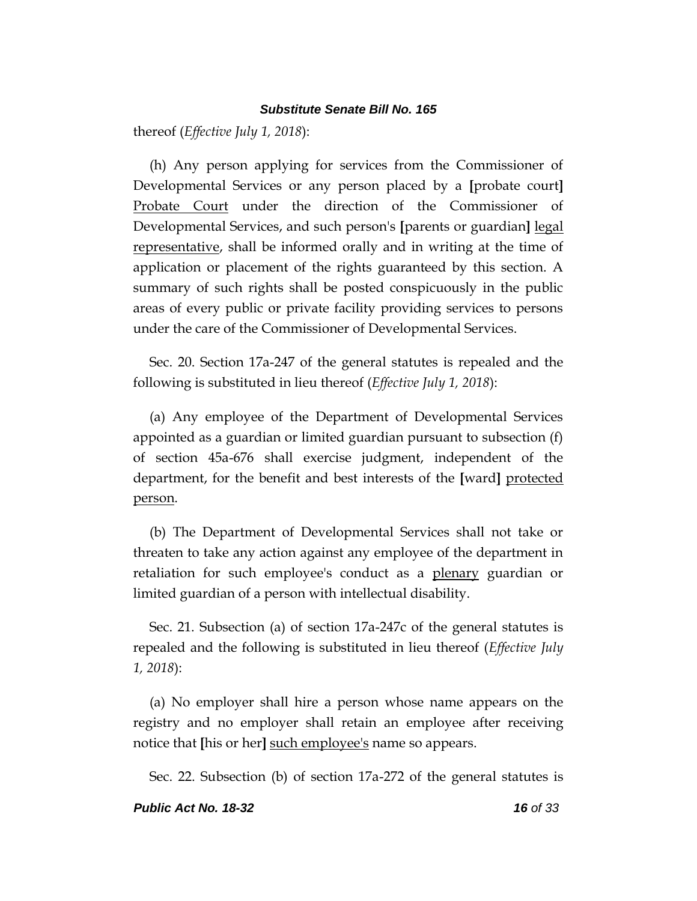thereof (*Effective July 1, 2018*):

(h) Any person applying for services from the Commissioner of Developmental Services or any person placed by a **[**probate court**]** Probate Court under the direction of the Commissioner of Developmental Services, and such person's **[**parents or guardian**]** legal representative, shall be informed orally and in writing at the time of application or placement of the rights guaranteed by this section. A summary of such rights shall be posted conspicuously in the public areas of every public or private facility providing services to persons under the care of the Commissioner of Developmental Services.

Sec. 20. Section 17a-247 of the general statutes is repealed and the following is substituted in lieu thereof (*Effective July 1, 2018*):

(a) Any employee of the Department of Developmental Services appointed as a guardian or limited guardian pursuant to subsection (f) of section 45a-676 shall exercise judgment, independent of the department, for the benefit and best interests of the **[**ward**]** protected person.

(b) The Department of Developmental Services shall not take or threaten to take any action against any employee of the department in retaliation for such employee's conduct as a plenary guardian or limited guardian of a person with intellectual disability.

Sec. 21. Subsection (a) of section 17a-247c of the general statutes is repealed and the following is substituted in lieu thereof (*Effective July 1, 2018*):

(a) No employer shall hire a person whose name appears on the registry and no employer shall retain an employee after receiving notice that **[**his or her**]** such employee's name so appears.

Sec. 22. Subsection (b) of section 17a-272 of the general statutes is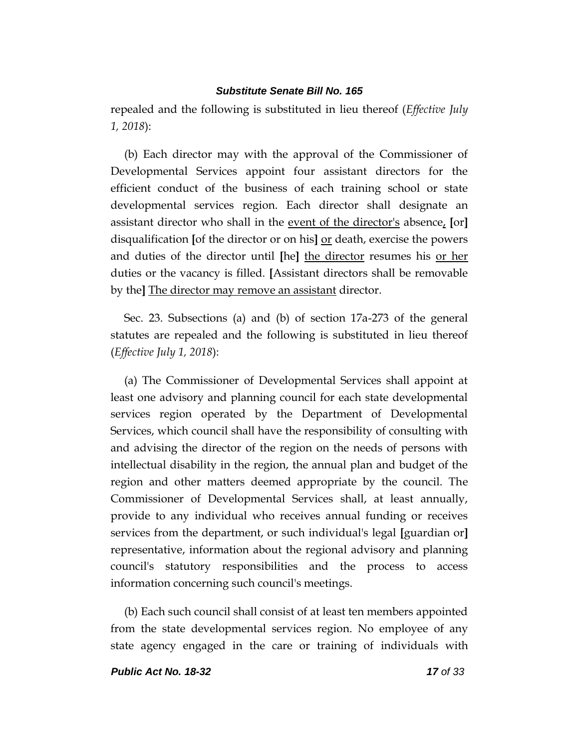repealed and the following is substituted in lieu thereof (*Effective July 1, 2018*):

(b) Each director may with the approval of the Commissioner of Developmental Services appoint four assistant directors for the efficient conduct of the business of each training school or state developmental services region. Each director shall designate an assistant director who shall in the event of the director's absence, [or] disqualification [of the director or on his] or death, exercise the powers and duties of the director until [he] the director resumes his or her duties or the vacancy is filled. [Assistant directors shall be removable by the] The director may remove an assistant director.

Sec. 23. Subsections (a) and (b) of section 17a-273 of the general statutes are repealed and the following is substituted in lieu thereof (*Effective July 1, 2018*):

(a) The Commissioner of Developmental Services shall appoint at least one advisory and planning council for each state developmental services region operated by the Department of Developmental Services, which council shall have the responsibility of consulting with and advising the director of the region on the needs of persons with intellectual disability in the region, the annual plan and budget of the region and other matters deemed appropriate by the council. The Commissioner of Developmental Services shall, at least annually, provide to any individual who receives annual funding or receives services from the department, or such individual's legal [guardian or] representative, information about the regional advisory and planning council's statutory responsibilities and the process to access information concerning such council's meetings.

(b) Each such council shall consist of at least ten members appointed from the state developmental services region. No employee of any state agency engaged in the care or training of individuals with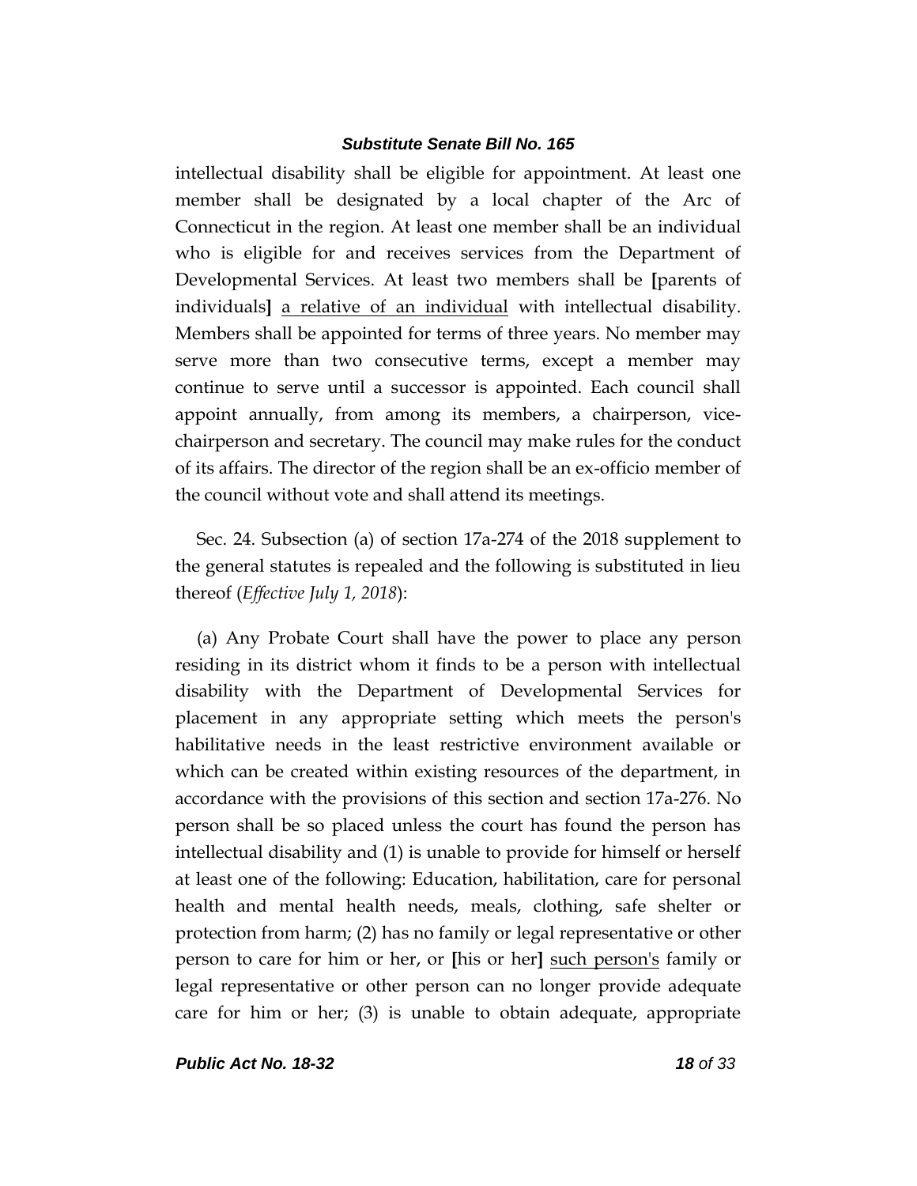intellectual disability shall be eligible for appointment. At least one member shall be designated by a local chapter of the Arc of Connecticut in the region. At least one member shall be an individual who is eligible for and receives services from the Department of Developmental Services. At least two members shall be **[**parents of individuals**]** <u>a relative of an individual</u> with intellectual disability. Members shall be appointed for terms of three years. No member may serve more than two consecutive terms, except a member may continue to serve until a successor is appointed. Each council shall appoint annually, from among its members, a chairperson, vice-chairperson and secretary. The council may make rules for the conduct of its affairs. The director of the region shall be an ex-officio member of the council without vote and shall attend its meetings.

Sec. 24. Subsection (a) of section 17a-274 of the 2018 supplement to the general statutes is repealed and the following is substituted in lieu thereof (*Effective July 1, 2018*):

(a) Any Probate Court shall have the power to place any person residing in its district whom it finds to be a person with intellectual disability with the Department of Developmental Services for placement in any appropriate setting which meets the person's habilitative needs in the least restrictive environment available or which can be created within existing resources of the department, in accordance with the provisions of this section and section 17a-276. No person shall be so placed unless the court has found the person has intellectual disability and (1) is unable to provide for himself or herself at least one of the following: Education, habilitation, care for personal health and mental health needs, meals, clothing, safe shelter or protection from harm; (2) has no family or legal representative or other person to care for him or her, or **[**his or her**]** <u>such person's</u> family or legal representative or other person can no longer provide adequate care for him or her; (3) is unable to obtain adequate, appropriate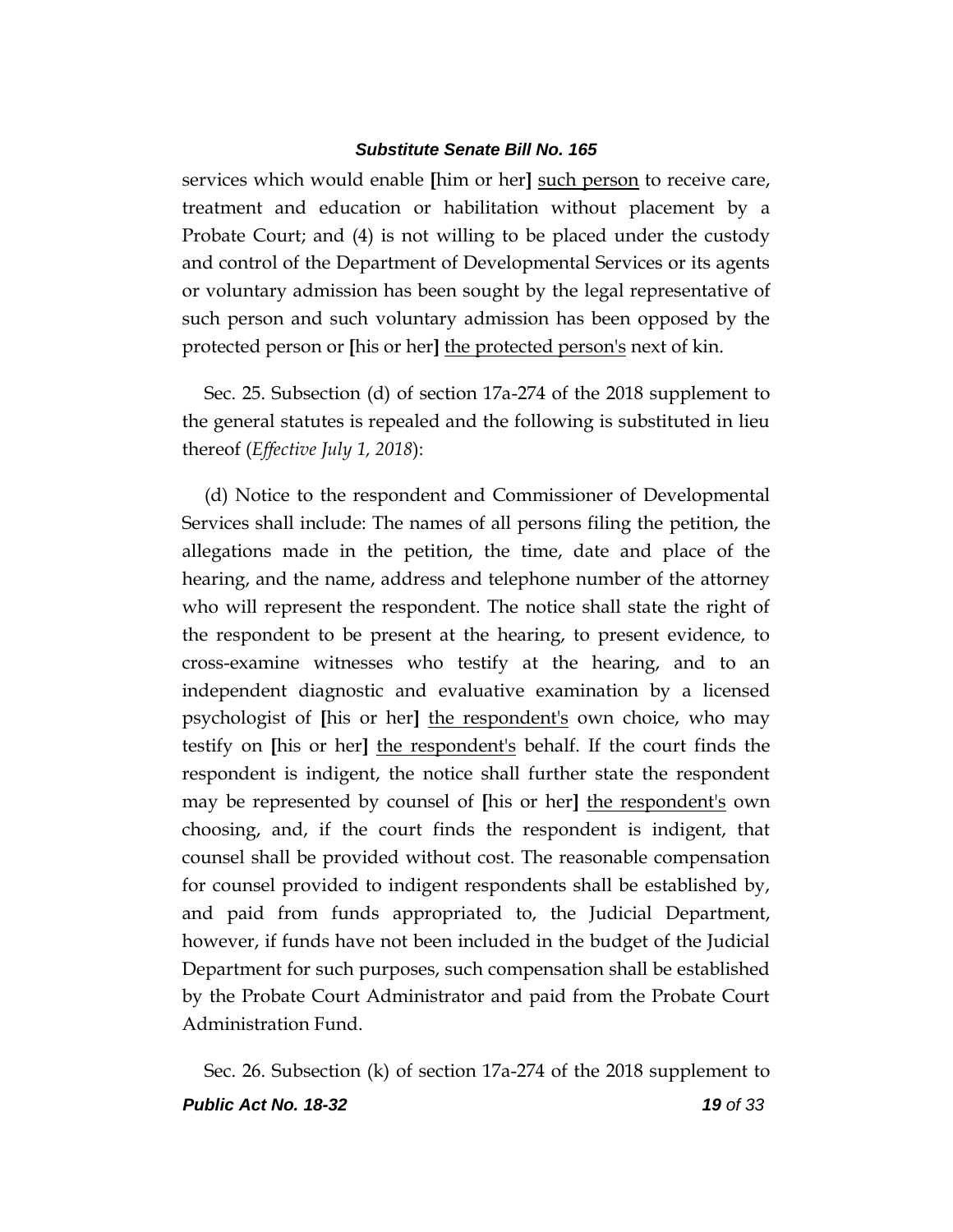services which would enable [him or her] <u>such person</u> to receive care, treatment and education or habilitation without placement by a Probate Court; and (4) is not willing to be placed under the custody and control of the Department of Developmental Services or its agents or voluntary admission has been sought by the legal representative of such person and such voluntary admission has been opposed by the protected person or [his or her] <u>the protected person's</u> next of kin.

Sec. 25. Subsection (d) of section 17a-274 of the 2018 supplement to the general statutes is repealed and the following is substituted in lieu thereof (*Effective July 1, 2018*):

(d) Notice to the respondent and Commissioner of Developmental Services shall include: The names of all persons filing the petition, the allegations made in the petition, the time, date and place of the hearing, and the name, address and telephone number of the attorney who will represent the respondent. The notice shall state the right of the respondent to be present at the hearing, to present evidence, to cross-examine witnesses who testify at the hearing, and to an independent diagnostic and evaluative examination by a licensed psychologist of [his or her] <u>the respondent's</u> own choice, who may testify on [his or her] <u>the respondent's</u> behalf. If the court finds the respondent is indigent, the notice shall further state the respondent may be represented by counsel of [his or her] <u>the respondent's</u> own choosing, and, if the court finds the respondent is indigent, that counsel shall be provided without cost. The reasonable compensation for counsel provided to indigent respondents shall be established by, and paid from funds appropriated to, the Judicial Department, however, if funds have not been included in the budget of the Judicial Department for such purposes, such compensation shall be established by the Probate Court Administrator and paid from the Probate Court Administration Fund.

Sec. 26. Subsection (k) of section 17a-274 of the 2018 supplement to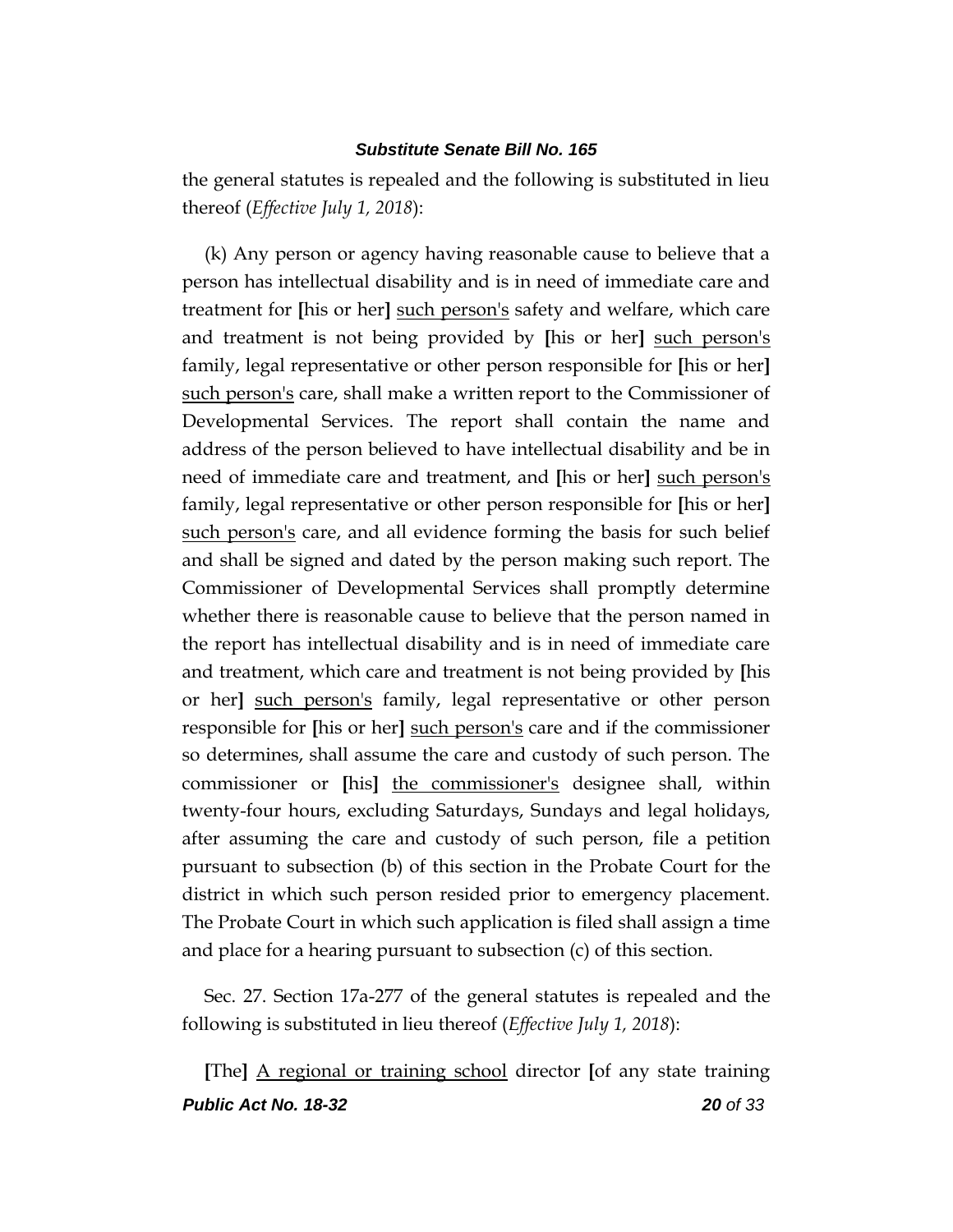the general statutes is repealed and the following is substituted in lieu thereof (*Effective July 1, 2018*):

(k) Any person or agency having reasonable cause to believe that a person has intellectual disability and is in need of immediate care and treatment for **[**his or her**]** <u>such person's</u> safety and welfare, which care and treatment is not being provided by **[**his or her**]** <u>such person's</u> family, legal representative or other person responsible for **[**his or her**]** <u>such person's</u> care, shall make a written report to the Commissioner of Developmental Services. The report shall contain the name and address of the person believed to have intellectual disability and be in need of immediate care and treatment, and **[**his or her**]** <u>such person's</u> family, legal representative or other person responsible for **[**his or her**]** <u>such person's</u> care, and all evidence forming the basis for such belief and shall be signed and dated by the person making such report. The Commissioner of Developmental Services shall promptly determine whether there is reasonable cause to believe that the person named in the report has intellectual disability and is in need of immediate care and treatment, which care and treatment is not being provided by **[**his or her**]** <u>such person's</u> family, legal representative or other person responsible for **[**his or her**]** <u>such person's</u> care and if the commissioner so determines, shall assume the care and custody of such person. The commissioner or **[**his**]** <u>the commissioner's</u> designee shall, within twenty-four hours, excluding Saturdays, Sundays and legal holidays, after assuming the care and custody of such person, file a petition pursuant to subsection (b) of this section in the Probate Court for the district in which such person resided prior to emergency placement. The Probate Court in which such application is filed shall assign a time and place for a hearing pursuant to subsection (c) of this section.

Sec. 27. Section 17a-277 of the general statutes is repealed and the following is substituted in lieu thereof (*Effective July 1, 2018*):

**[**The**]** <u>A regional or training school</u> director **[**of any state training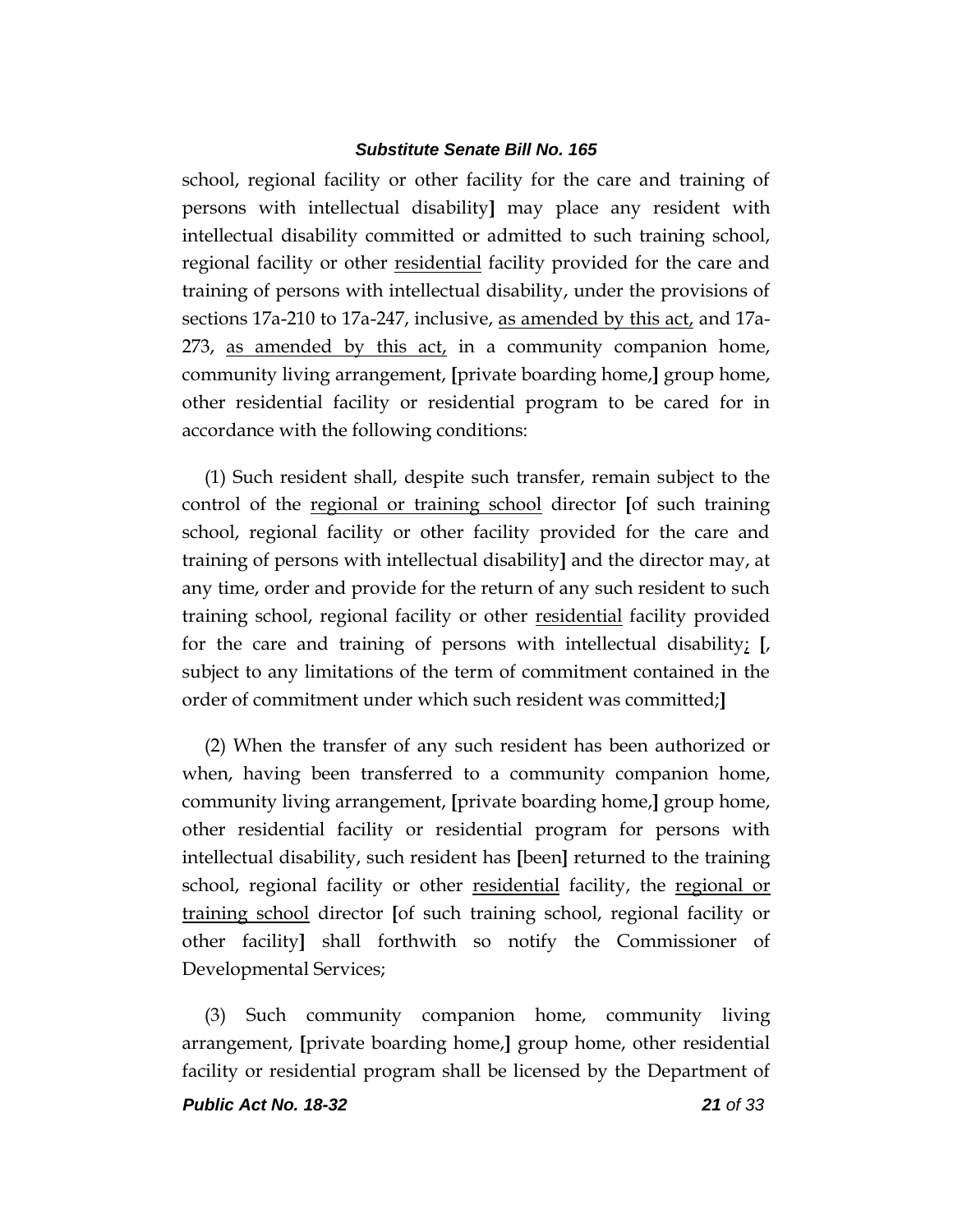school, regional facility or other facility for the care and training of persons with intellectual disability] may place any resident with intellectual disability committed or admitted to such training school, regional facility or other <u>residential</u> facility provided for the care and training of persons with intellectual disability, under the provisions of sections 17a-210 to 17a-247, inclusive, <u>as amended by this act,</u> and 17a-273, <u>as amended by this act,</u> in a community companion home, community living arrangement, [private boarding home,] group home, other residential facility or residential program to be cared for in accordance with the following conditions:

(1) Such resident shall, despite such transfer, remain subject to the control of the <u>regional or training school</u> director [of such training school, regional facility or other facility provided for the care and training of persons with intellectual disability] and the director may, at any time, order and provide for the return of any such resident to such training school, regional facility or other <u>residential</u> facility provided for the care and training of persons with intellectual disability<u>;</u> [, subject to any limitations of the term of commitment contained in the order of commitment under which such resident was committed;]

(2) When the transfer of any such resident has been authorized or when, having been transferred to a community companion home, community living arrangement, [private boarding home,] group home, other residential facility or residential program for persons with intellectual disability, such resident has [been] returned to the training school, regional facility or other <u>residential</u> facility, the <u>regional or training school</u> director [of such training school, regional facility or other facility] shall forthwith so notify the Commissioner of Developmental Services;

(3) Such community companion home, community living arrangement, [private boarding home,] group home, other residential facility or residential program shall be licensed by the Department of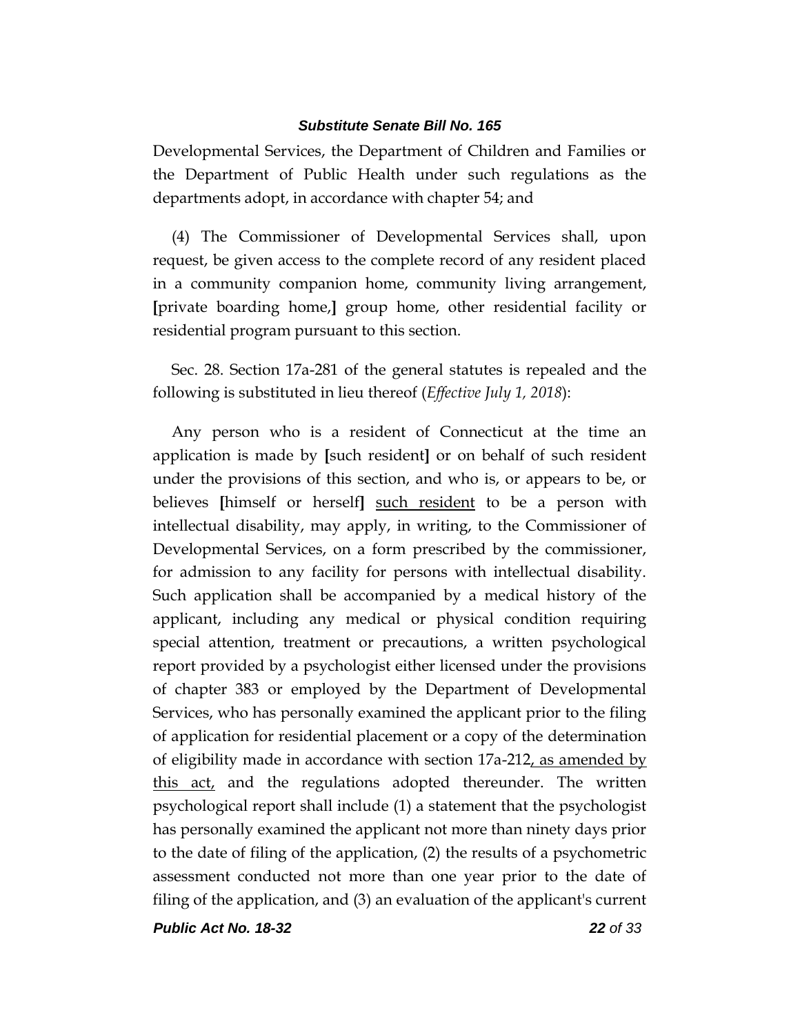Developmental Services, the Department of Children and Families or the Department of Public Health under such regulations as the departments adopt, in accordance with chapter 54; and

(4) The Commissioner of Developmental Services shall, upon request, be given access to the complete record of any resident placed in a community companion home, community living arrangement, **[**private boarding home,**]** group home, other residential facility or residential program pursuant to this section.

Sec. 28. Section 17a-281 of the general statutes is repealed and the following is substituted in lieu thereof (*Effective July 1, 2018*):

Any person who is a resident of Connecticut at the time an application is made by **[**such resident**]** or on behalf of such resident under the provisions of this section, and who is, or appears to be, or believes **[**himself or herself**]** <u>such resident</u> to be a person with intellectual disability, may apply, in writing, to the Commissioner of Developmental Services, on a form prescribed by the commissioner, for admission to any facility for persons with intellectual disability. Such application shall be accompanied by a medical history of the applicant, including any medical or physical condition requiring special attention, treatment or precautions, a written psychological report provided by a psychologist either licensed under the provisions of chapter 383 or employed by the Department of Developmental Services, who has personally examined the applicant prior to the filing of application for residential placement or a copy of the determination of eligibility made in accordance with section 17a-212<u>, as amended by this act,</u> and the regulations adopted thereunder. The written psychological report shall include (1) a statement that the psychologist has personally examined the applicant not more than ninety days prior to the date of filing of the application, (2) the results of a psychometric assessment conducted not more than one year prior to the date of filing of the application, and (3) an evaluation of the applicant's current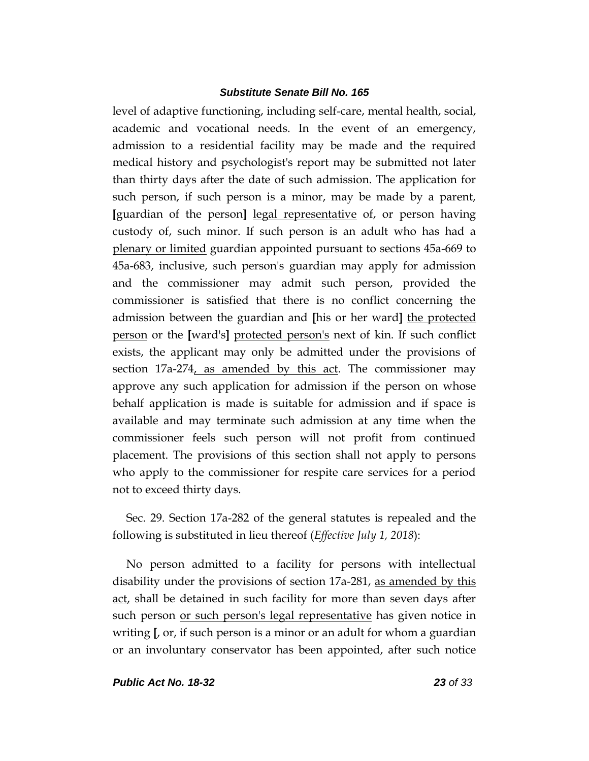level of adaptive functioning, including self-care, mental health, social, academic and vocational needs. In the event of an emergency, admission to a residential facility may be made and the required medical history and psychologist's report may be submitted not later than thirty days after the date of such admission. The application for such person, if such person is a minor, may be made by a parent, **[**guardian of the person**]** <u>legal representative</u> of, or person having custody of, such minor. If such person is an adult who has had a <u>plenary or limited</u> guardian appointed pursuant to sections 45a-669 to 45a-683, inclusive, such person's guardian may apply for admission and the commissioner may admit such person, provided the commissioner is satisfied that there is no conflict concerning the admission between the guardian and **[**his or her ward**]** <u>the protected person</u> or the **[**ward's**]** <u>protected person's</u> next of kin. If such conflict exists, the applicant may only be admitted under the provisions of section 17a-274<u>, as amended by this act</u>. The commissioner may approve any such application for admission if the person on whose behalf application is made is suitable for admission and if space is available and may terminate such admission at any time when the commissioner feels such person will not profit from continued placement. The provisions of this section shall not apply to persons who apply to the commissioner for respite care services for a period not to exceed thirty days.

Sec. 29. Section 17a-282 of the general statutes is repealed and the following is substituted in lieu thereof (*Effective July 1, 2018*):

No person admitted to a facility for persons with intellectual disability under the provisions of section 17a-281, <u>as amended by this act,</u> shall be detained in such facility for more than seven days after such person <u>or such person's legal representative</u> has given notice in writing **[**, or, if such person is a minor or an adult for whom a guardian or an involuntary conservator has been appointed, after such notice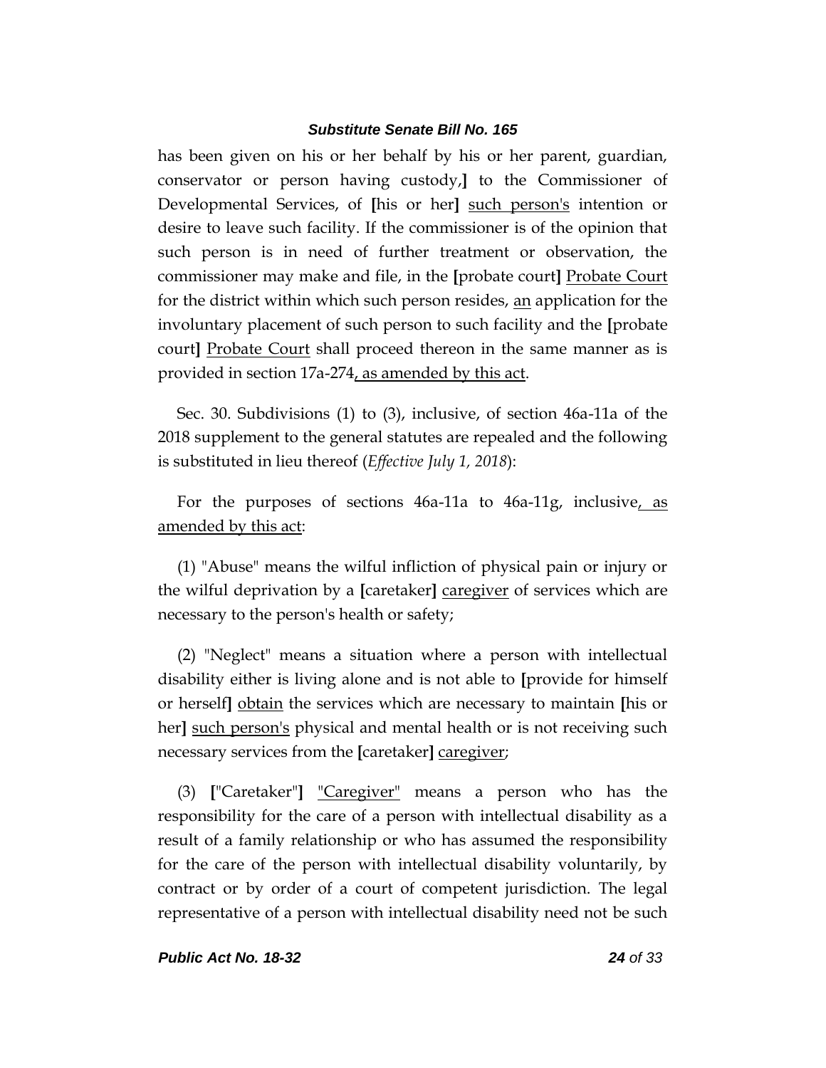has been given on his or her behalf by his or her parent, guardian, conservator or person having custody,**]** to the Commissioner of Developmental Services, of **[**his or her**]** <u>such person's</u> intention or desire to leave such facility. If the commissioner is of the opinion that such person is in need of further treatment or observation, the commissioner may make and file, in the **[**probate court**]** <u>Probate Court</u> for the district within which such person resides, <u>an</u> application for the involuntary placement of such person to such facility and the **[**probate court**]** <u>Probate Court</u> shall proceed thereon in the same manner as is provided in section 17a-274<u>, as amended by this act</u>.

Sec. 30. Subdivisions (1) to (3), inclusive, of section 46a-11a of the 2018 supplement to the general statutes are repealed and the following is substituted in lieu thereof (*Effective July 1, 2018*):

For the purposes of sections 46a-11a to 46a-11g, inclusive<u>, as amended by this act</u>:

(1) "Abuse" means the wilful infliction of physical pain or injury or the wilful deprivation by a **[**caretaker**]** <u>caregiver</u> of services which are necessary to the person's health or safety;

(2) "Neglect" means a situation where a person with intellectual disability either is living alone and is not able to **[**provide for himself or herself**]** <u>obtain</u> the services which are necessary to maintain **[**his or her**]** <u>such person's</u> physical and mental health or is not receiving such necessary services from the **[**caretaker**]** <u>caregiver</u>;

(3) **[**"Caretaker"**]** <u>"Caregiver"</u> means a person who has the responsibility for the care of a person with intellectual disability as a result of a family relationship or who has assumed the responsibility for the care of the person with intellectual disability voluntarily, by contract or by order of a court of competent jurisdiction. The legal representative of a person with intellectual disability need not be such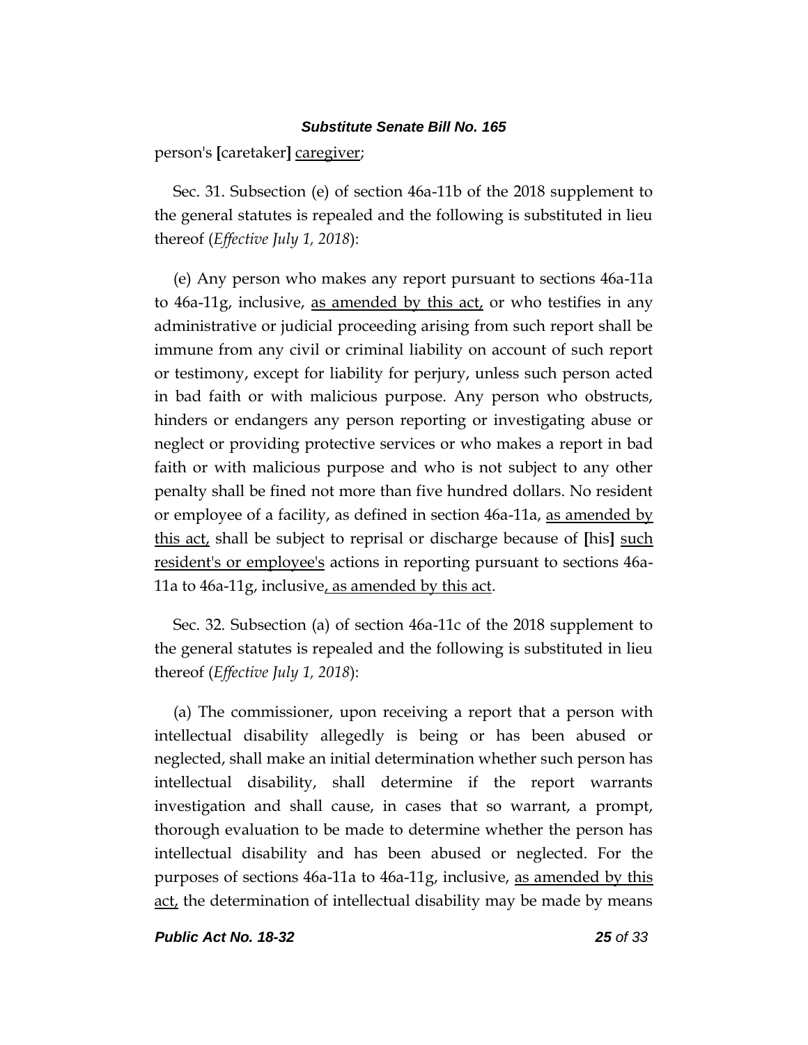person's [caretaker] <u>caregiver</u>;

Sec. 31. Subsection (e) of section 46a-11b of the 2018 supplement to the general statutes is repealed and the following is substituted in lieu thereof (*Effective July 1, 2018*):

(e) Any person who makes any report pursuant to sections 46a-11a to 46a-11g, inclusive, <u>as amended by this act,</u> or who testifies in any administrative or judicial proceeding arising from such report shall be immune from any civil or criminal liability on account of such report or testimony, except for liability for perjury, unless such person acted in bad faith or with malicious purpose. Any person who obstructs, hinders or endangers any person reporting or investigating abuse or neglect or providing protective services or who makes a report in bad faith or with malicious purpose and who is not subject to any other penalty shall be fined not more than five hundred dollars. No resident or employee of a facility, as defined in section 46a-11a, <u>as amended by this act,</u> shall be subject to reprisal or discharge because of [his] <u>such resident's or employee's</u> actions in reporting pursuant to sections 46a-11a to 46a-11g, inclusive<u>, as amended by this act</u>.

Sec. 32. Subsection (a) of section 46a-11c of the 2018 supplement to the general statutes is repealed and the following is substituted in lieu thereof (*Effective July 1, 2018*):

(a) The commissioner, upon receiving a report that a person with intellectual disability allegedly is being or has been abused or neglected, shall make an initial determination whether such person has intellectual disability, shall determine if the report warrants investigation and shall cause, in cases that so warrant, a prompt, thorough evaluation to be made to determine whether the person has intellectual disability and has been abused or neglected. For the purposes of sections 46a-11a to 46a-11g, inclusive, <u>as amended by this act,</u> the determination of intellectual disability may be made by means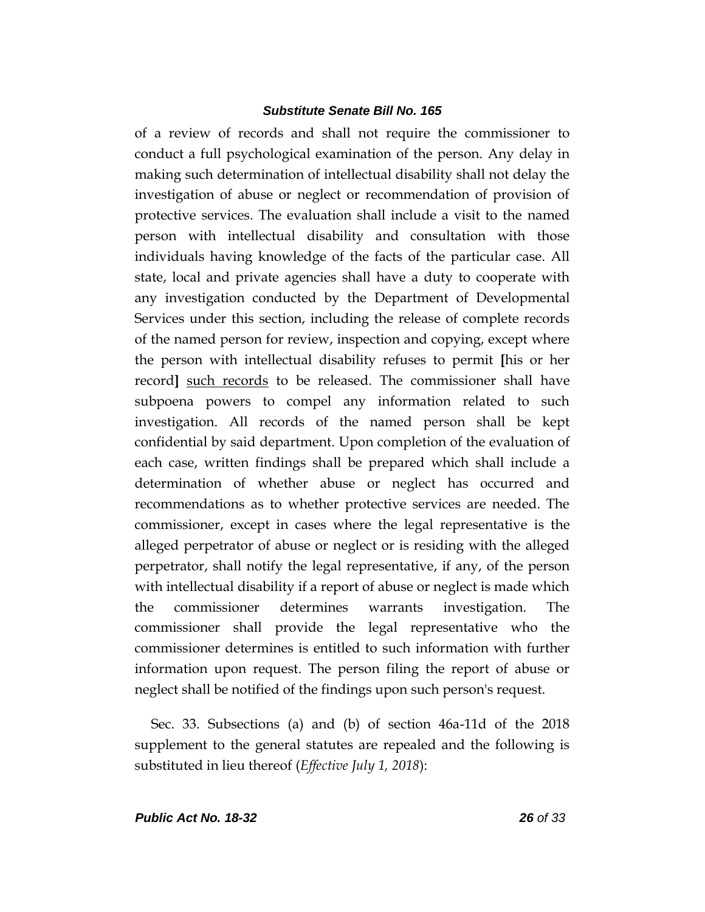of a review of records and shall not require the commissioner to conduct a full psychological examination of the person. Any delay in making such determination of intellectual disability shall not delay the investigation of abuse or neglect or recommendation of provision of protective services. The evaluation shall include a visit to the named person with intellectual disability and consultation with those individuals having knowledge of the facts of the particular case. All state, local and private agencies shall have a duty to cooperate with any investigation conducted by the Department of Developmental Services under this section, including the release of complete records of the named person for review, inspection and copying, except where the person with intellectual disability refuses to permit **[**his or her record**]** <u>such records</u> to be released. The commissioner shall have subpoena powers to compel any information related to such investigation. All records of the named person shall be kept confidential by said department. Upon completion of the evaluation of each case, written findings shall be prepared which shall include a determination of whether abuse or neglect has occurred and recommendations as to whether protective services are needed. The commissioner, except in cases where the legal representative is the alleged perpetrator of abuse or neglect or is residing with the alleged perpetrator, shall notify the legal representative, if any, of the person with intellectual disability if a report of abuse or neglect is made which the commissioner determines warrants investigation. The commissioner shall provide the legal representative who the commissioner determines is entitled to such information with further information upon request. The person filing the report of abuse or neglect shall be notified of the findings upon such person's request.

Sec. 33. Subsections (a) and (b) of section 46a-11d of the 2018 supplement to the general statutes are repealed and the following is substituted in lieu thereof (*Effective July 1, 2018*):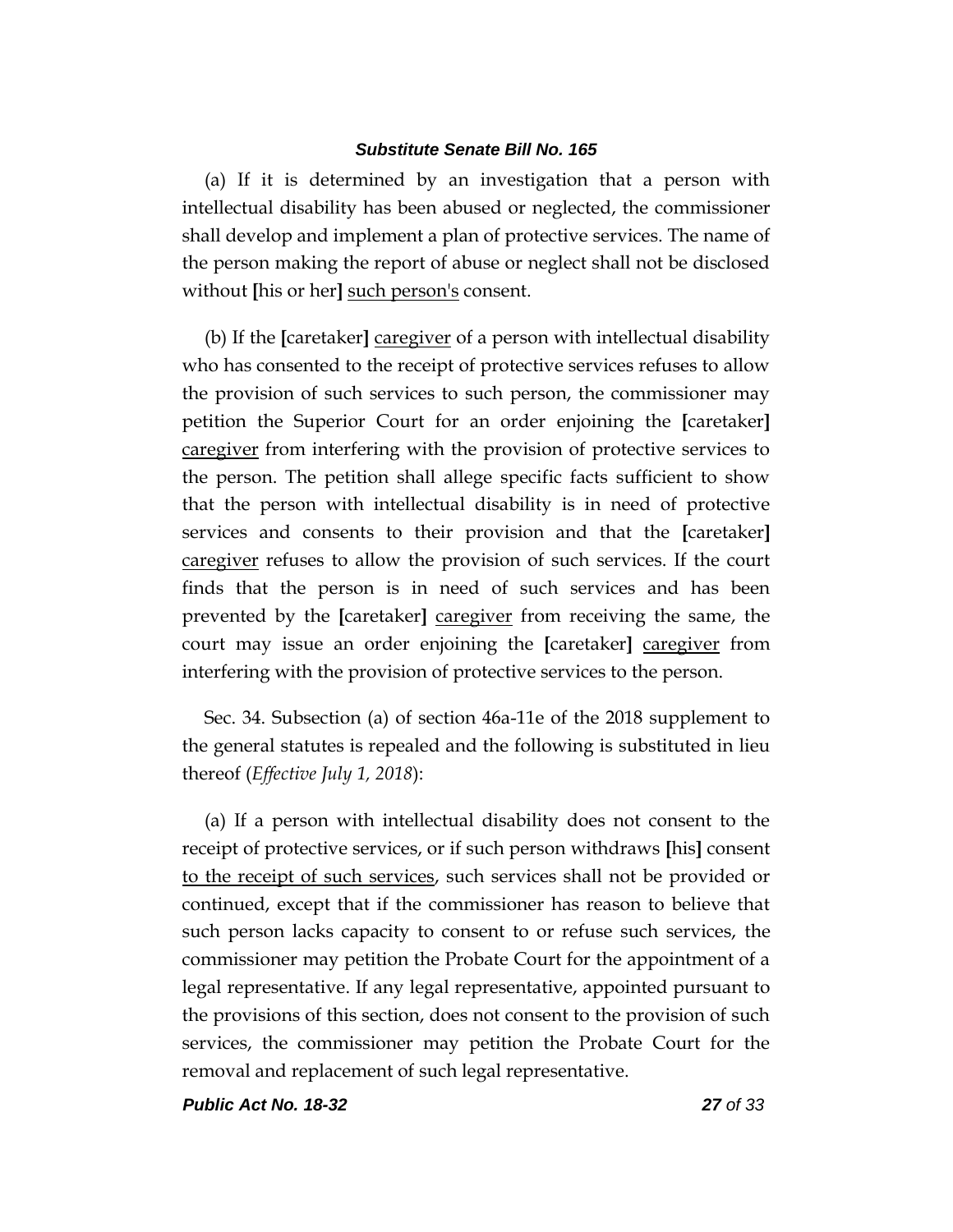(a) If it is determined by an investigation that a person with intellectual disability has been abused or neglected, the commissioner shall develop and implement a plan of protective services. The name of the person making the report of abuse or neglect shall not be disclosed without **[**his or her**]** <u>such person's</u> consent.

(b) If the **[**caretaker**]** <u>caregiver</u> of a person with intellectual disability who has consented to the receipt of protective services refuses to allow the provision of such services to such person, the commissioner may petition the Superior Court for an order enjoining the **[**caretaker**]** <u>caregiver</u> from interfering with the provision of protective services to the person. The petition shall allege specific facts sufficient to show that the person with intellectual disability is in need of protective services and consents to their provision and that the **[**caretaker**]** <u>caregiver</u> refuses to allow the provision of such services. If the court finds that the person is in need of such services and has been prevented by the **[**caretaker**]** <u>caregiver</u> from receiving the same, the court may issue an order enjoining the **[**caretaker**]** <u>caregiver</u> from interfering with the provision of protective services to the person.

Sec. 34. Subsection (a) of section 46a-11e of the 2018 supplement to the general statutes is repealed and the following is substituted in lieu thereof (*Effective July 1, 2018*):

(a) If a person with intellectual disability does not consent to the receipt of protective services, or if such person withdraws **[**his**]** consent <u>to the receipt of such services</u>, such services shall not be provided or continued, except that if the commissioner has reason to believe that such person lacks capacity to consent to or refuse such services, the commissioner may petition the Probate Court for the appointment of a legal representative. If any legal representative, appointed pursuant to the provisions of this section, does not consent to the provision of such services, the commissioner may petition the Probate Court for the removal and replacement of such legal representative.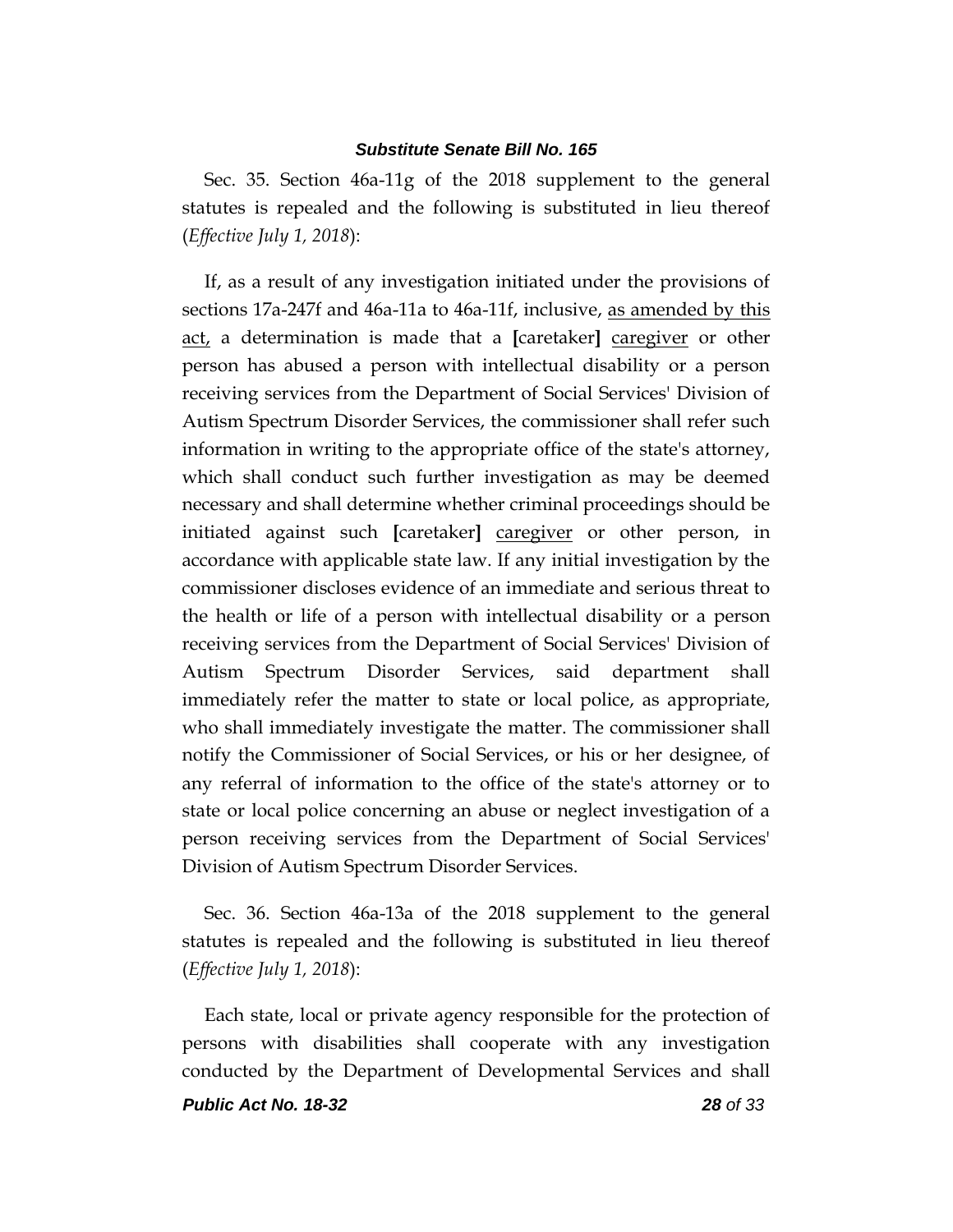Sec. 35. Section 46a-11g of the 2018 supplement to the general statutes is repealed and the following is substituted in lieu thereof (*Effective July 1, 2018*):

If, as a result of any investigation initiated under the provisions of sections 17a-247f and 46a-11a to 46a-11f, inclusive, <u>as amended by this act,</u> a determination is made that a **[**caretaker**]** <u>caregiver</u> or other person has abused a person with intellectual disability or a person receiving services from the Department of Social Services' Division of Autism Spectrum Disorder Services, the commissioner shall refer such information in writing to the appropriate office of the state's attorney, which shall conduct such further investigation as may be deemed necessary and shall determine whether criminal proceedings should be initiated against such **[**caretaker**]** <u>caregiver</u> or other person, in accordance with applicable state law. If any initial investigation by the commissioner discloses evidence of an immediate and serious threat to the health or life of a person with intellectual disability or a person receiving services from the Department of Social Services' Division of Autism Spectrum Disorder Services, said department shall immediately refer the matter to state or local police, as appropriate, who shall immediately investigate the matter. The commissioner shall notify the Commissioner of Social Services, or his or her designee, of any referral of information to the office of the state's attorney or to state or local police concerning an abuse or neglect investigation of a person receiving services from the Department of Social Services' Division of Autism Spectrum Disorder Services.

Sec. 36. Section 46a-13a of the 2018 supplement to the general statutes is repealed and the following is substituted in lieu thereof (*Effective July 1, 2018*):

Each state, local or private agency responsible for the protection of persons with disabilities shall cooperate with any investigation conducted by the Department of Developmental Services and shall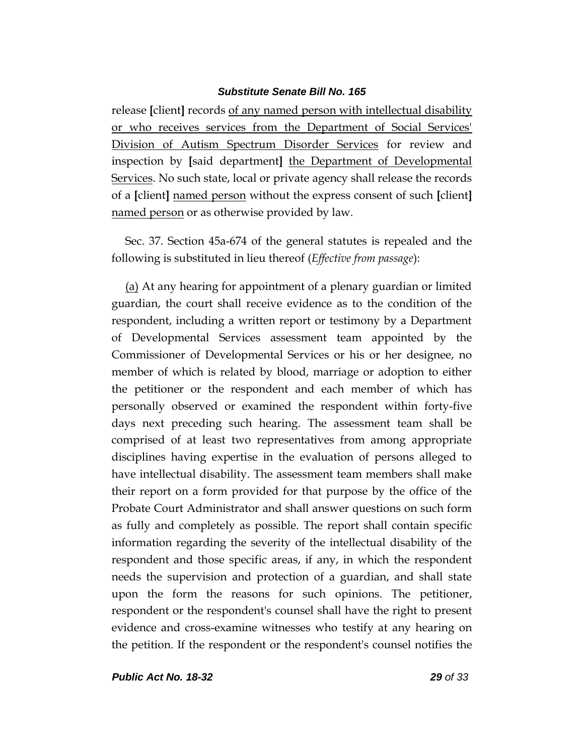release [client] records <u>of any named person with intellectual disability or who receives services from the Department of Social Services' Division of Autism Spectrum Disorder Services</u> for review and inspection by [said department] <u>the Department of Developmental Services</u>. No such state, local or private agency shall release the records of a [client] <u>named person</u> without the express consent of such [client] <u>named person</u> or as otherwise provided by law.

Sec. 37. Section 45a-674 of the general statutes is repealed and the following is substituted in lieu thereof (*Effective from passage*):

<u>(a)</u> At any hearing for appointment of a plenary guardian or limited guardian, the court shall receive evidence as to the condition of the respondent, including a written report or testimony by a Department of Developmental Services assessment team appointed by the Commissioner of Developmental Services or his or her designee, no member of which is related by blood, marriage or adoption to either the petitioner or the respondent and each member of which has personally observed or examined the respondent within forty-five days next preceding such hearing. The assessment team shall be comprised of at least two representatives from among appropriate disciplines having expertise in the evaluation of persons alleged to have intellectual disability. The assessment team members shall make their report on a form provided for that purpose by the office of the Probate Court Administrator and shall answer questions on such form as fully and completely as possible. The report shall contain specific information regarding the severity of the intellectual disability of the respondent and those specific areas, if any, in which the respondent needs the supervision and protection of a guardian, and shall state upon the form the reasons for such opinions. The petitioner, respondent or the respondent's counsel shall have the right to present evidence and cross-examine witnesses who testify at any hearing on the petition. If the respondent or the respondent's counsel notifies the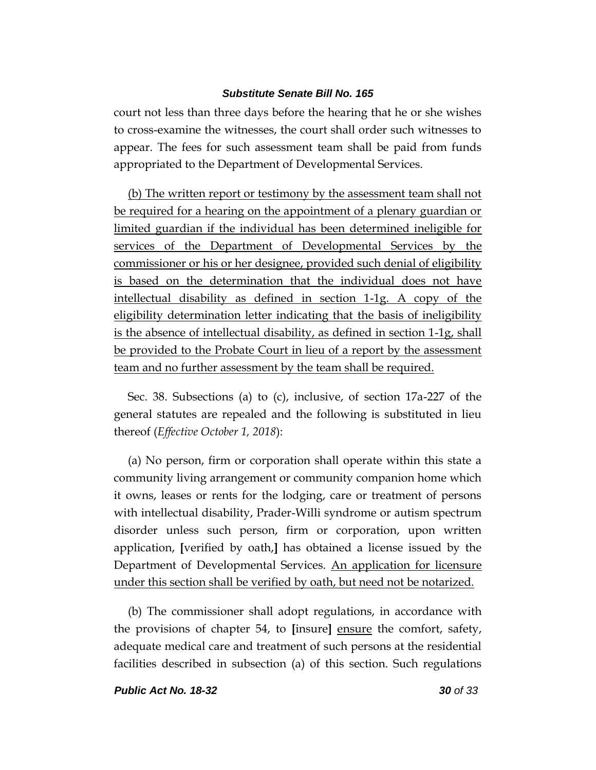court not less than three days before the hearing that he or she wishes to cross-examine the witnesses, the court shall order such witnesses to appear. The fees for such assessment team shall be paid from funds appropriated to the Department of Developmental Services.

<u>(b) The written report or testimony by the assessment team shall not be required for a hearing on the appointment of a plenary guardian or limited guardian if the individual has been determined ineligible for services of the Department of Developmental Services by the commissioner or his or her designee, provided such denial of eligibility is based on the determination that the individual does not have intellectual disability as defined in section 1-1g. A copy of the eligibility determination letter indicating that the basis of ineligibility is the absence of intellectual disability, as defined in section 1-1g, shall be provided to the Probate Court in lieu of a report by the assessment team and no further assessment by the team shall be required.</u>

Sec. 38. Subsections (a) to (c), inclusive, of section 17a-227 of the general statutes are repealed and the following is substituted in lieu thereof (*Effective October 1, 2018*):

(a) No person, firm or corporation shall operate within this state a community living arrangement or community companion home which it owns, leases or rents for the lodging, care or treatment of persons with intellectual disability, Prader-Willi syndrome or autism spectrum disorder unless such person, firm or corporation, upon written application, **[**verified by oath,**]** has obtained a license issued by the Department of Developmental Services. <u>An application for licensure under this section shall be verified by oath, but need not be notarized.</u>

(b) The commissioner shall adopt regulations, in accordance with the provisions of chapter 54, to **[**insure**]** <u>ensure</u> the comfort, safety, adequate medical care and treatment of such persons at the residential facilities described in subsection (a) of this section. Such regulations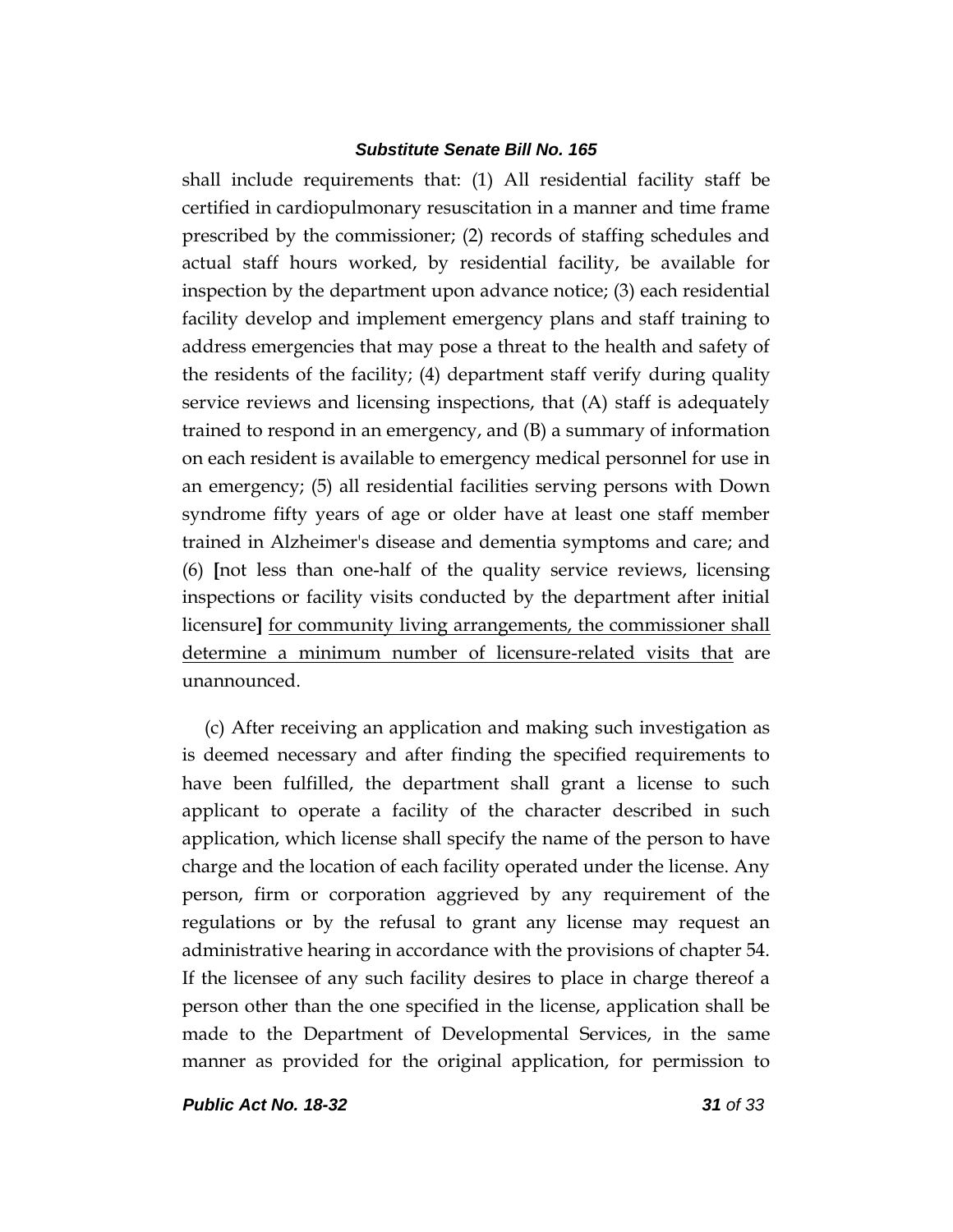shall include requirements that: (1) All residential facility staff be certified in cardiopulmonary resuscitation in a manner and time frame prescribed by the commissioner; (2) records of staffing schedules and actual staff hours worked, by residential facility, be available for inspection by the department upon advance notice; (3) each residential facility develop and implement emergency plans and staff training to address emergencies that may pose a threat to the health and safety of the residents of the facility; (4) department staff verify during quality service reviews and licensing inspections, that (A) staff is adequately trained to respond in an emergency, and (B) a summary of information on each resident is available to emergency medical personnel for use in an emergency; (5) all residential facilities serving persons with Down syndrome fifty years of age or older have at least one staff member trained in Alzheimer's disease and dementia symptoms and care; and (6) **[**not less than one-half of the quality service reviews, licensing inspections or facility visits conducted by the department after initial licensure**]** <u>for community living arrangements, the commissioner shall determine a minimum number of licensure-related visits that</u> are unannounced.

(c) After receiving an application and making such investigation as is deemed necessary and after finding the specified requirements to have been fulfilled, the department shall grant a license to such applicant to operate a facility of the character described in such application, which license shall specify the name of the person to have charge and the location of each facility operated under the license. Any person, firm or corporation aggrieved by any requirement of the regulations or by the refusal to grant any license may request an administrative hearing in accordance with the provisions of chapter 54. If the licensee of any such facility desires to place in charge thereof a person other than the one specified in the license, application shall be made to the Department of Developmental Services, in the same manner as provided for the original application, for permission to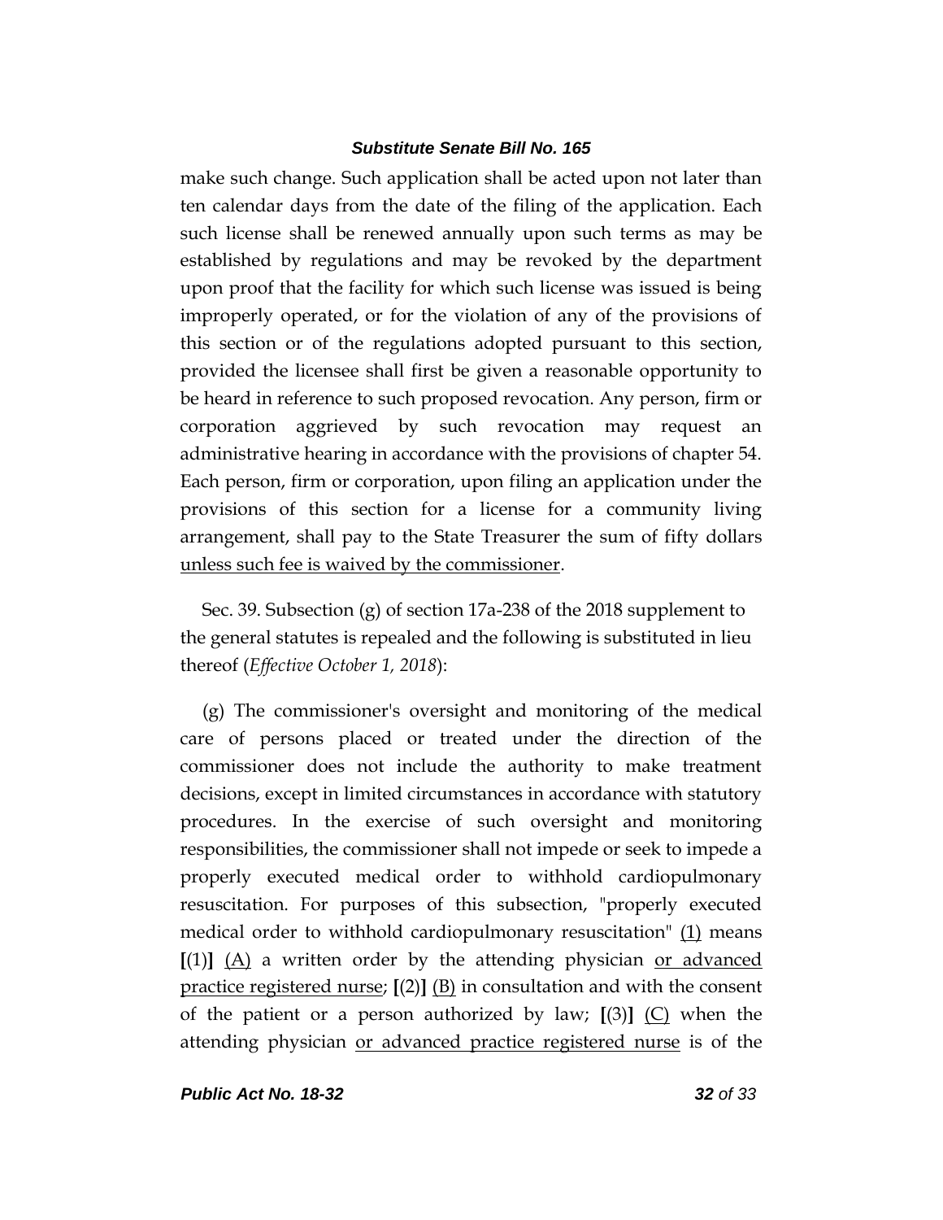make such change. Such application shall be acted upon not later than ten calendar days from the date of the filing of the application. Each such license shall be renewed annually upon such terms as may be established by regulations and may be revoked by the department upon proof that the facility for which such license was issued is being improperly operated, or for the violation of any of the provisions of this section or of the regulations adopted pursuant to this section, provided the licensee shall first be given a reasonable opportunity to be heard in reference to such proposed revocation. Any person, firm or corporation aggrieved by such revocation may request an administrative hearing in accordance with the provisions of chapter 54. Each person, firm or corporation, upon filing an application under the provisions of this section for a license for a community living arrangement, shall pay to the State Treasurer the sum of fifty dollars <u>unless such fee is waived by the commissioner</u>.

Sec. 39. Subsection (g) of section 17a-238 of the 2018 supplement to the general statutes is repealed and the following is substituted in lieu thereof (*Effective October 1, 2018*):

(g) The commissioner's oversight and monitoring of the medical care of persons placed or treated under the direction of the commissioner does not include the authority to make treatment decisions, except in limited circumstances in accordance with statutory procedures. In the exercise of such oversight and monitoring responsibilities, the commissioner shall not impede or seek to impede a properly executed medical order to withhold cardiopulmonary resuscitation. For purposes of this subsection, "properly executed medical order to withhold cardiopulmonary resuscitation" <u>(1)</u> means **[**(1)**]** <u>(A)</u> a written order by the attending physician <u>or advanced practice registered nurse</u>; **[**(2)**]** <u>(B)</u> in consultation and with the consent of the patient or a person authorized by law; **[**(3)**]** <u>(C)</u> when the attending physician <u>or advanced practice registered nurse</u> is of the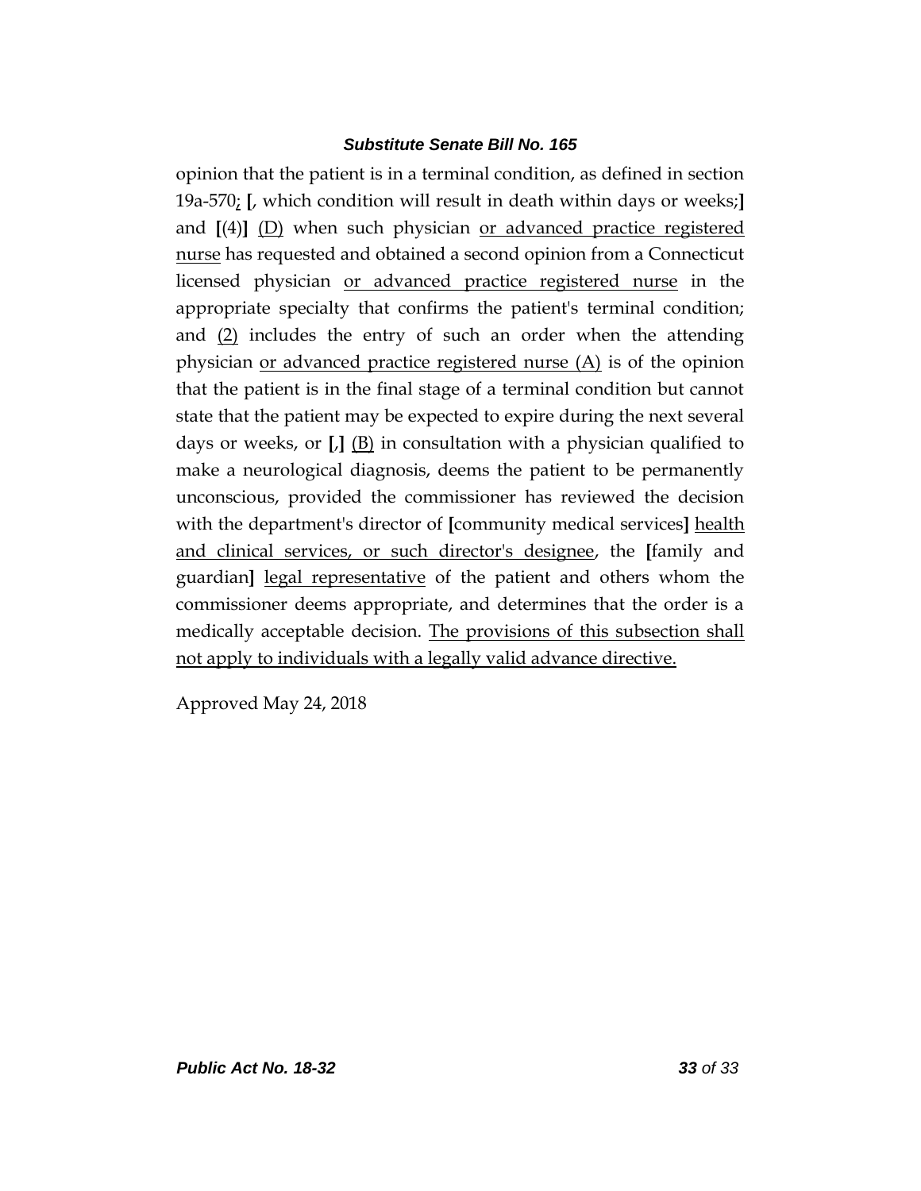opinion that the patient is in a terminal condition, as defined in section 19a-570; [, which condition will result in death within days or weeks;] and [(4)] (D) when such physician or advanced practice registered nurse has requested and obtained a second opinion from a Connecticut licensed physician or advanced practice registered nurse in the appropriate specialty that confirms the patient's terminal condition; and (2) includes the entry of such an order when the attending physician or advanced practice registered nurse (A) is of the opinion that the patient is in the final stage of a terminal condition but cannot state that the patient may be expected to expire during the next several days or weeks, or [,] (B) in consultation with a physician qualified to make a neurological diagnosis, deems the patient to be permanently unconscious, provided the commissioner has reviewed the decision with the department's director of [community medical services] health and clinical services, or such director's designee, the [family and guardian] legal representative of the patient and others whom the commissioner deems appropriate, and determines that the order is a medically acceptable decision. The provisions of this subsection shall not apply to individuals with a legally valid advance directive.

Approved May 24, 2018